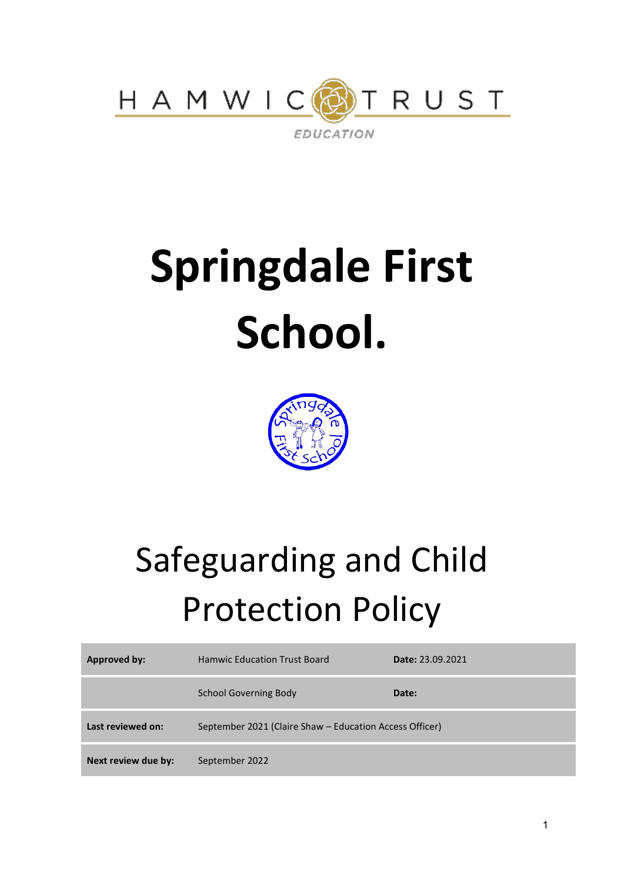HAMWIC TRUST

EDUCATION

# Springdale First School.

## Safeguarding and Child Protection Policy

| **Approved by:** | Hamwic Education Trust Board | **Date:** 23.09.2021 |
| --- | --- | --- |
| | School Governing Body | **Date:** |
| **Last reviewed on:** | September 2021 (Claire Shaw – Education Access Officer) | |
| **Next review due by:** | September 2022 | |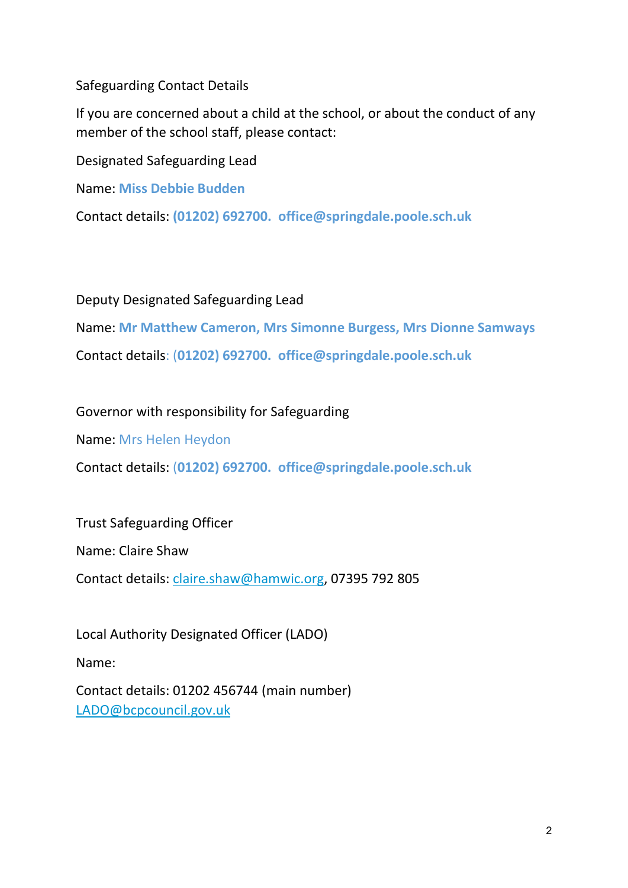## Safeguarding Contact Details

If you are concerned about a child at the school, or about the conduct of any member of the school staff, please contact:

### Designated Safeguarding Lead

Name: **Miss Debbie Budden**

Contact details: **(01202) 692700. office@springdale.poole.sch.uk**

### Deputy Designated Safeguarding Lead

Name: **Mr Matthew Cameron, Mrs Simonne Burgess, Mrs Dionne Samways**

Contact details: **(01202) 692700. office@springdale.poole.sch.uk**

### Governor with responsibility for Safeguarding

Name: Mrs Helen Heydon

Contact details: **(01202) 692700. office@springdale.poole.sch.uk**

### Trust Safeguarding Officer

Name: Claire Shaw

Contact details: claire.shaw@hamwic.org, 07395 792 805

### Local Authority Designated Officer (LADO)

Name:

Contact details: 01202 456744 (main number)
LADO@bcpcouncil.gov.uk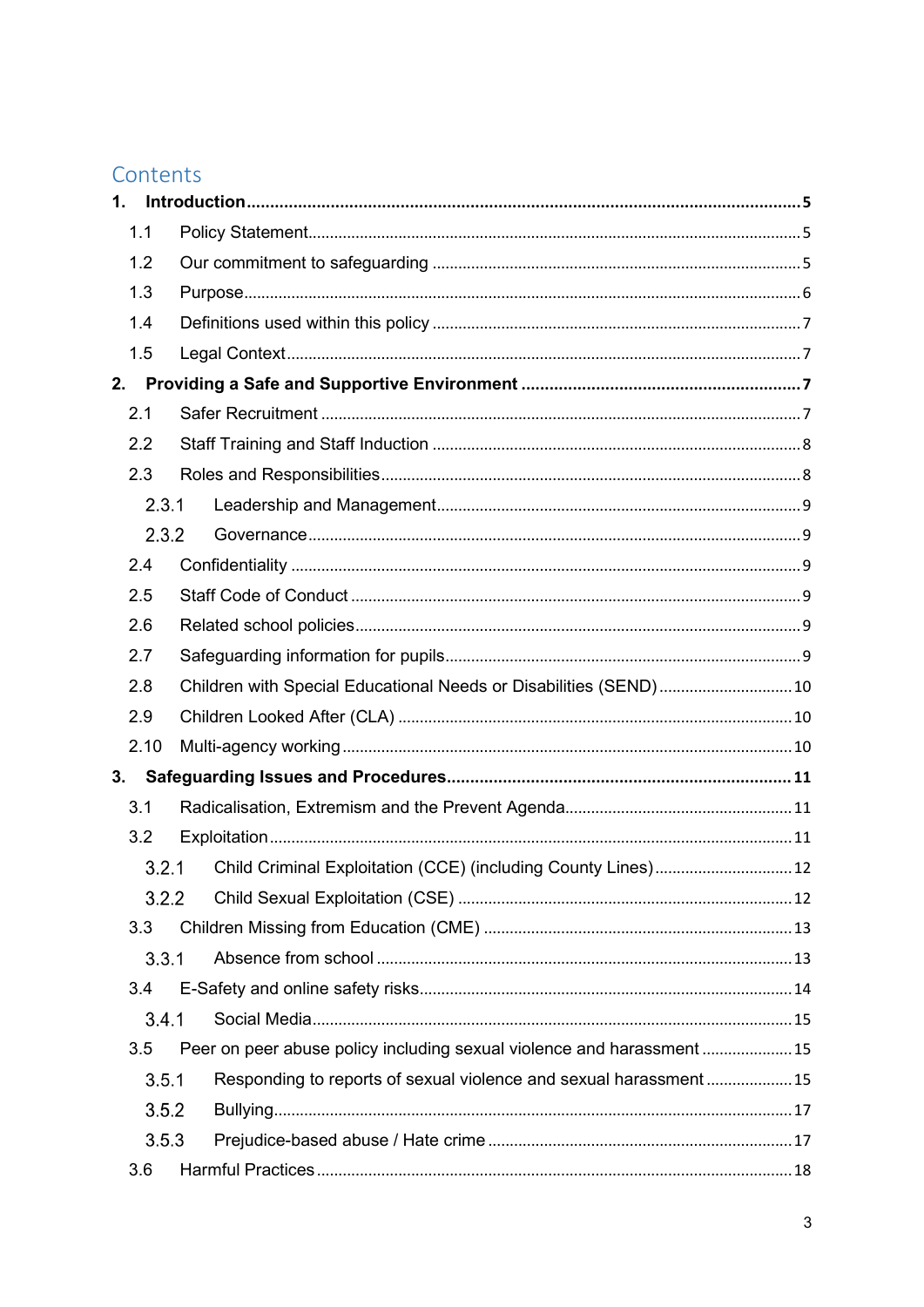# Contents

**1. Introduction** ..... **5**

- 1.1 Policy Statement ..... 5
- 1.2 Our commitment to safeguarding ..... 5
- 1.3 Purpose ..... 6
- 1.4 Definitions used within this policy ..... 7
- 1.5 Legal Context ..... 7

**2. Providing a Safe and Supportive Environment** ..... **7**

- 2.1 Safer Recruitment ..... 7
- 2.2 Staff Training and Staff Induction ..... 8
- 2.3 Roles and Responsibilities ..... 8
  - 2.3.1 Leadership and Management ..... 9
  - 2.3.2 Governance ..... 9
- 2.4 Confidentiality ..... 9
- 2.5 Staff Code of Conduct ..... 9
- 2.6 Related school policies ..... 9
- 2.7 Safeguarding information for pupils ..... 9
- 2.8 Children with Special Educational Needs or Disabilities (SEND) ..... 10
- 2.9 Children Looked After (CLA) ..... 10
- 2.10 Multi-agency working ..... 10

**3. Safeguarding Issues and Procedures** ..... **11**

- 3.1 Radicalisation, Extremism and the Prevent Agenda ..... 11
- 3.2 Exploitation ..... 11
  - 3.2.1 Child Criminal Exploitation (CCE) (including County Lines) ..... 12
  - 3.2.2 Child Sexual Exploitation (CSE) ..... 12
- 3.3 Children Missing from Education (CME) ..... 13
  - 3.3.1 Absence from school ..... 13
- 3.4 E-Safety and online safety risks ..... 14
  - 3.4.1 Social Media ..... 15
- 3.5 Peer on peer abuse policy including sexual violence and harassment ..... 15
  - 3.5.1 Responding to reports of sexual violence and sexual harassment ..... 15
  - 3.5.2 Bullying ..... 17
  - 3.5.3 Prejudice-based abuse / Hate crime ..... 17
- 3.6 Harmful Practices ..... 18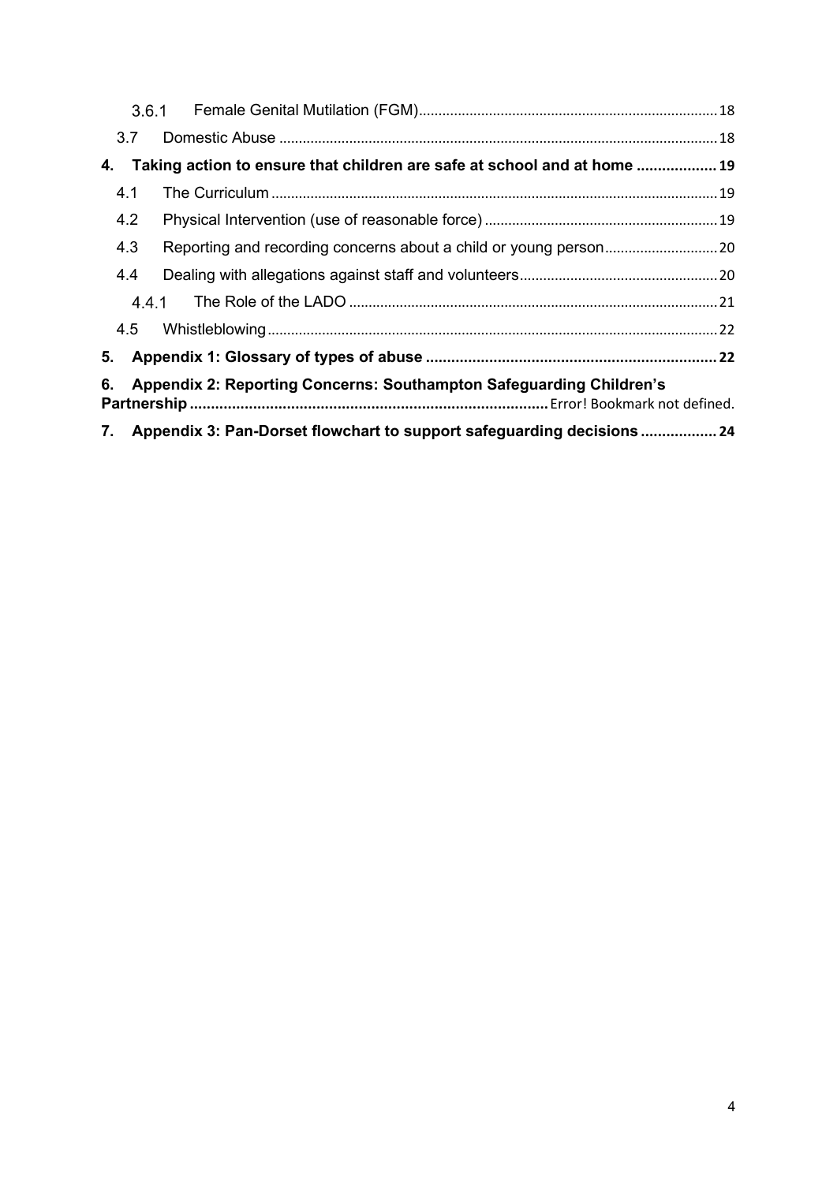3.6.1 Female Genital Mutilation (FGM) ........................................................................ 18

3.7 Domestic Abuse ........................................................................................................ 18

**4. Taking action to ensure that children are safe at school and at home ................... 19**

4.1 The Curriculum ......................................................................................................... 19

4.2 Physical Intervention (use of reasonable force) ........................................................ 19

4.3 Reporting and recording concerns about a child or young person ............................ 20

4.4 Dealing with allegations against staff and volunteers ................................................ 20

4.4.1 The Role of the LADO ............................................................................................ 21

4.5 Whistleblowing ........................................................................................................... 22

**5. Appendix 1: Glossary of types of abuse ..................................................................... 22**

**6. Appendix 2: Reporting Concerns: Southampton Safeguarding Children's Partnership ..................................................................................** Error! Bookmark not defined.

**7. Appendix 3: Pan-Dorset flowchart to support safeguarding decisions .................. 24**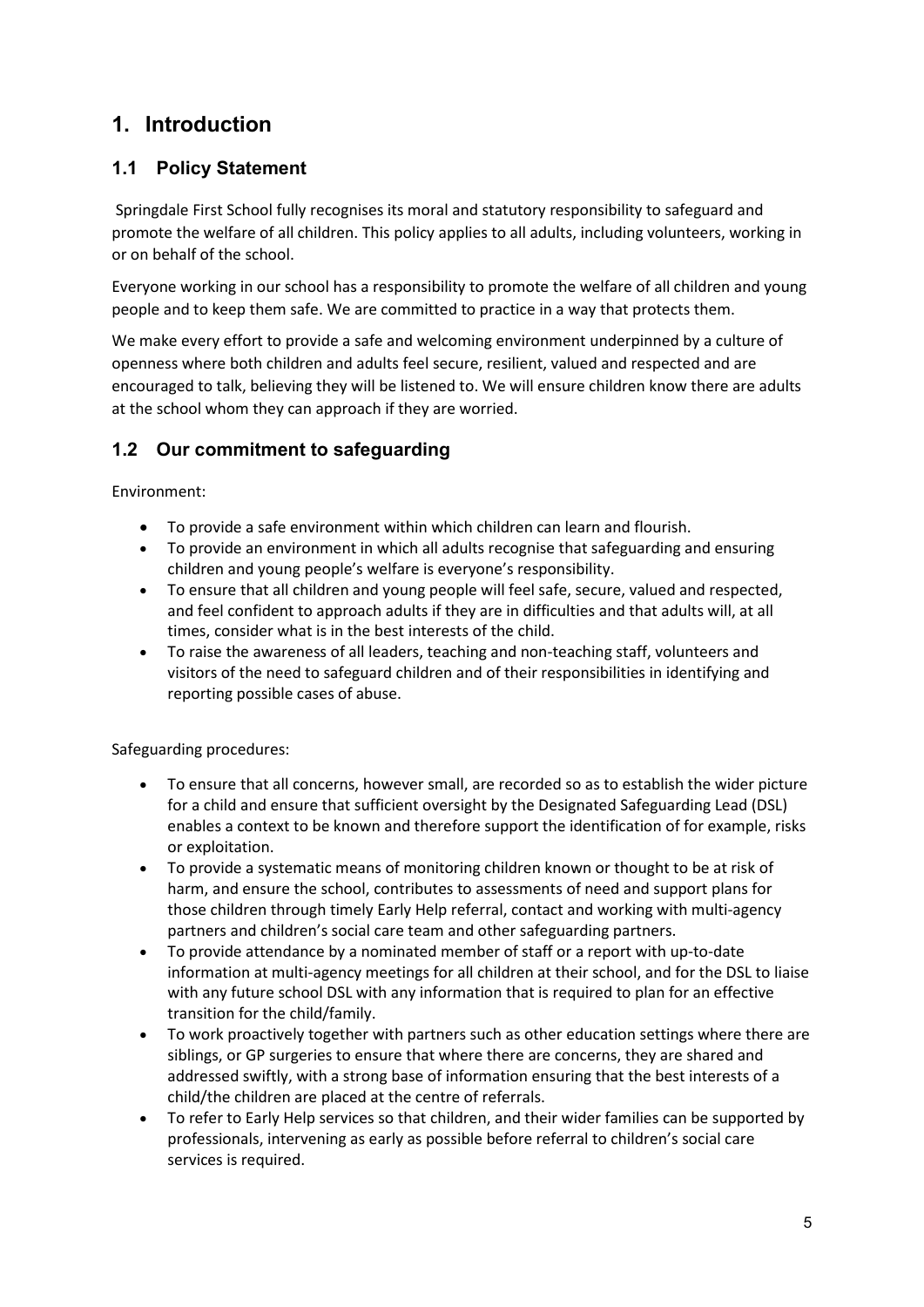# 1. Introduction

## 1.1 Policy Statement

Springdale First School fully recognises its moral and statutory responsibility to safeguard and promote the welfare of all children. This policy applies to all adults, including volunteers, working in or on behalf of the school.

Everyone working in our school has a responsibility to promote the welfare of all children and young people and to keep them safe. We are committed to practice in a way that protects them.

We make every effort to provide a safe and welcoming environment underpinned by a culture of openness where both children and adults feel secure, resilient, valued and respected and are encouraged to talk, believing they will be listened to. We will ensure children know there are adults at the school whom they can approach if they are worried.

## 1.2 Our commitment to safeguarding

Environment:

- To provide a safe environment within which children can learn and flourish.
- To provide an environment in which all adults recognise that safeguarding and ensuring children and young people's welfare is everyone's responsibility.
- To ensure that all children and young people will feel safe, secure, valued and respected, and feel confident to approach adults if they are in difficulties and that adults will, at all times, consider what is in the best interests of the child.
- To raise the awareness of all leaders, teaching and non-teaching staff, volunteers and visitors of the need to safeguard children and of their responsibilities in identifying and reporting possible cases of abuse.

Safeguarding procedures:

- To ensure that all concerns, however small, are recorded so as to establish the wider picture for a child and ensure that sufficient oversight by the Designated Safeguarding Lead (DSL) enables a context to be known and therefore support the identification of for example, risks or exploitation.
- To provide a systematic means of monitoring children known or thought to be at risk of harm, and ensure the school, contributes to assessments of need and support plans for those children through timely Early Help referral, contact and working with multi-agency partners and children's social care team and other safeguarding partners.
- To provide attendance by a nominated member of staff or a report with up-to-date information at multi-agency meetings for all children at their school, and for the DSL to liaise with any future school DSL with any information that is required to plan for an effective transition for the child/family.
- To work proactively together with partners such as other education settings where there are siblings, or GP surgeries to ensure that where there are concerns, they are shared and addressed swiftly, with a strong base of information ensuring that the best interests of a child/the children are placed at the centre of referrals.
- To refer to Early Help services so that children, and their wider families can be supported by professionals, intervening as early as possible before referral to children's social care services is required.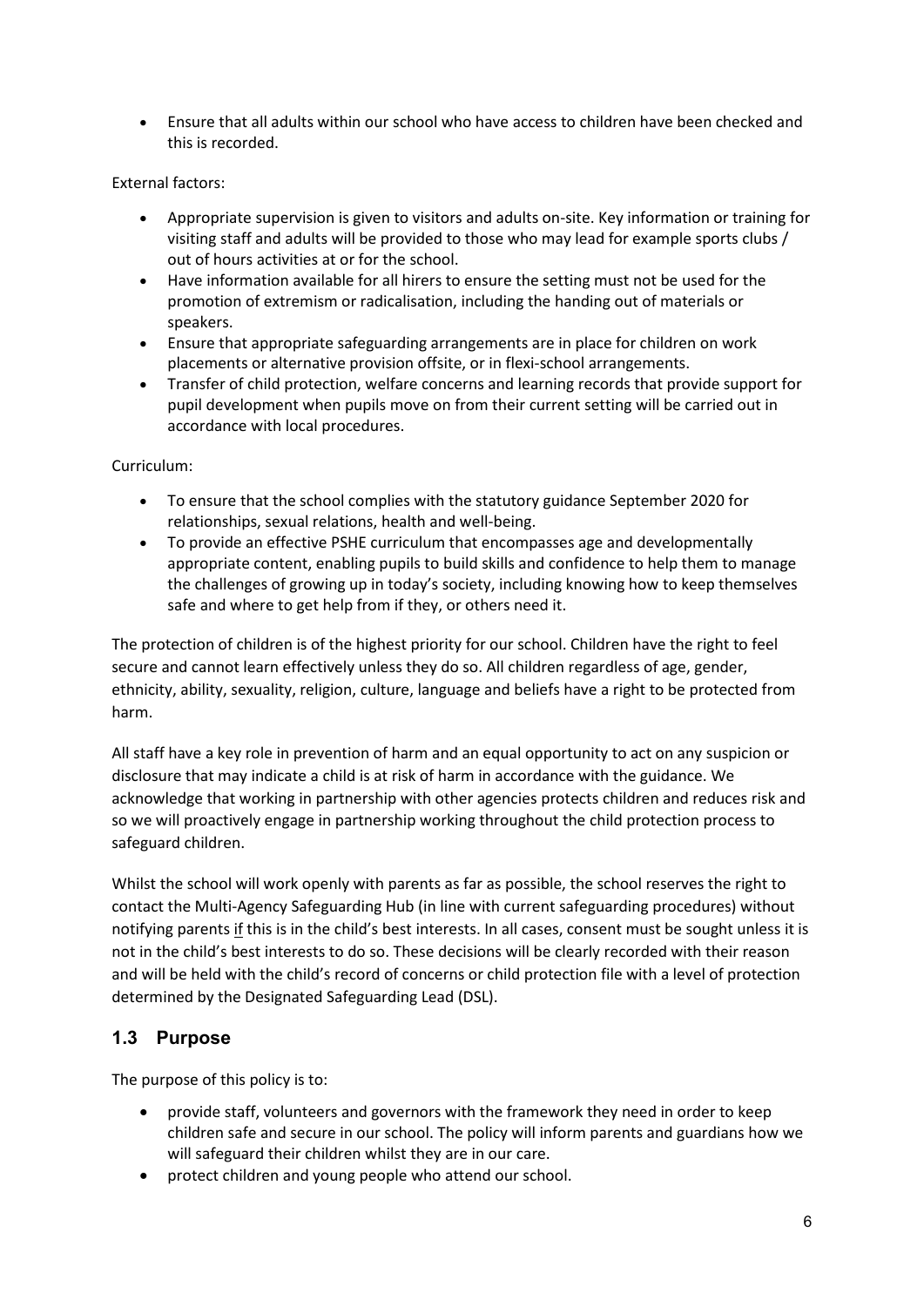- Ensure that all adults within our school who have access to children have been checked and this is recorded.

External factors:

- Appropriate supervision is given to visitors and adults on-site. Key information or training for visiting staff and adults will be provided to those who may lead for example sports clubs / out of hours activities at or for the school.
- Have information available for all hirers to ensure the setting must not be used for the promotion of extremism or radicalisation, including the handing out of materials or speakers.
- Ensure that appropriate safeguarding arrangements are in place for children on work placements or alternative provision offsite, or in flexi-school arrangements.
- Transfer of child protection, welfare concerns and learning records that provide support for pupil development when pupils move on from their current setting will be carried out in accordance with local procedures.

Curriculum:

- To ensure that the school complies with the statutory guidance September 2020 for relationships, sexual relations, health and well-being.
- To provide an effective PSHE curriculum that encompasses age and developmentally appropriate content, enabling pupils to build skills and confidence to help them to manage the challenges of growing up in today's society, including knowing how to keep themselves safe and where to get help from if they, or others need it.

The protection of children is of the highest priority for our school. Children have the right to feel secure and cannot learn effectively unless they do so. All children regardless of age, gender, ethnicity, ability, sexuality, religion, culture, language and beliefs have a right to be protected from harm.

All staff have a key role in prevention of harm and an equal opportunity to act on any suspicion or disclosure that may indicate a child is at risk of harm in accordance with the guidance. We acknowledge that working in partnership with other agencies protects children and reduces risk and so we will proactively engage in partnership working throughout the child protection process to safeguard children.

Whilst the school will work openly with parents as far as possible, the school reserves the right to contact the Multi-Agency Safeguarding Hub (in line with current safeguarding procedures) without notifying parents <u>if</u> this is in the child's best interests. In all cases, consent must be sought unless it is not in the child's best interests to do so. These decisions will be clearly recorded with their reason and will be held with the child's record of concerns or child protection file with a level of protection determined by the Designated Safeguarding Lead (DSL).

## 1.3 Purpose

The purpose of this policy is to:

- provide staff, volunteers and governors with the framework they need in order to keep children safe and secure in our school. The policy will inform parents and guardians how we will safeguard their children whilst they are in our care.
- protect children and young people who attend our school.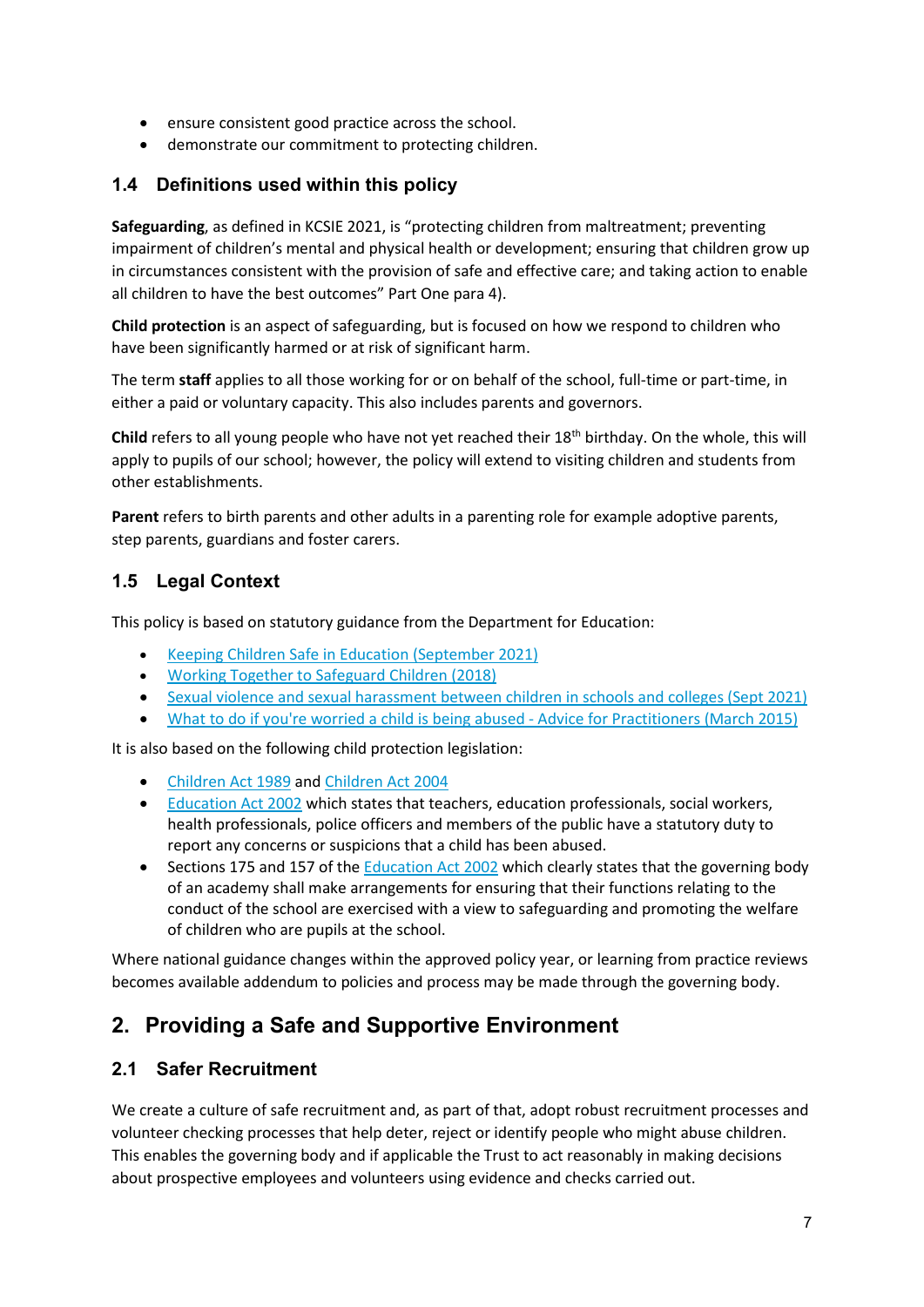- ensure consistent good practice across the school.
- demonstrate our commitment to protecting children.

### 1.4 Definitions used within this policy

**Safeguarding**, as defined in KCSIE 2021, is "protecting children from maltreatment; preventing impairment of children's mental and physical health or development; ensuring that children grow up in circumstances consistent with the provision of safe and effective care; and taking action to enable all children to have the best outcomes" Part One para 4).

**Child protection** is an aspect of safeguarding, but is focused on how we respond to children who have been significantly harmed or at risk of significant harm.

The term **staff** applies to all those working for or on behalf of the school, full-time or part-time, in either a paid or voluntary capacity. This also includes parents and governors.

**Child** refers to all young people who have not yet reached their 18th birthday. On the whole, this will apply to pupils of our school; however, the policy will extend to visiting children and students from other establishments.

**Parent** refers to birth parents and other adults in a parenting role for example adoptive parents, step parents, guardians and foster carers.

### 1.5 Legal Context

This policy is based on statutory guidance from the Department for Education:

- Keeping Children Safe in Education (September 2021)
- Working Together to Safeguard Children (2018)
- Sexual violence and sexual harassment between children in schools and colleges (Sept 2021)
- What to do if you're worried a child is being abused - Advice for Practitioners (March 2015)

It is also based on the following child protection legislation:

- Children Act 1989 and Children Act 2004
- Education Act 2002 which states that teachers, education professionals, social workers, health professionals, police officers and members of the public have a statutory duty to report any concerns or suspicions that a child has been abused.
- Sections 175 and 157 of the Education Act 2002 which clearly states that the governing body of an academy shall make arrangements for ensuring that their functions relating to the conduct of the school are exercised with a view to safeguarding and promoting the welfare of children who are pupils at the school.

Where national guidance changes within the approved policy year, or learning from practice reviews becomes available addendum to policies and process may be made through the governing body.

## 2. Providing a Safe and Supportive Environment

### 2.1 Safer Recruitment

We create a culture of safe recruitment and, as part of that, adopt robust recruitment processes and volunteer checking processes that help deter, reject or identify people who might abuse children. This enables the governing body and if applicable the Trust to act reasonably in making decisions about prospective employees and volunteers using evidence and checks carried out.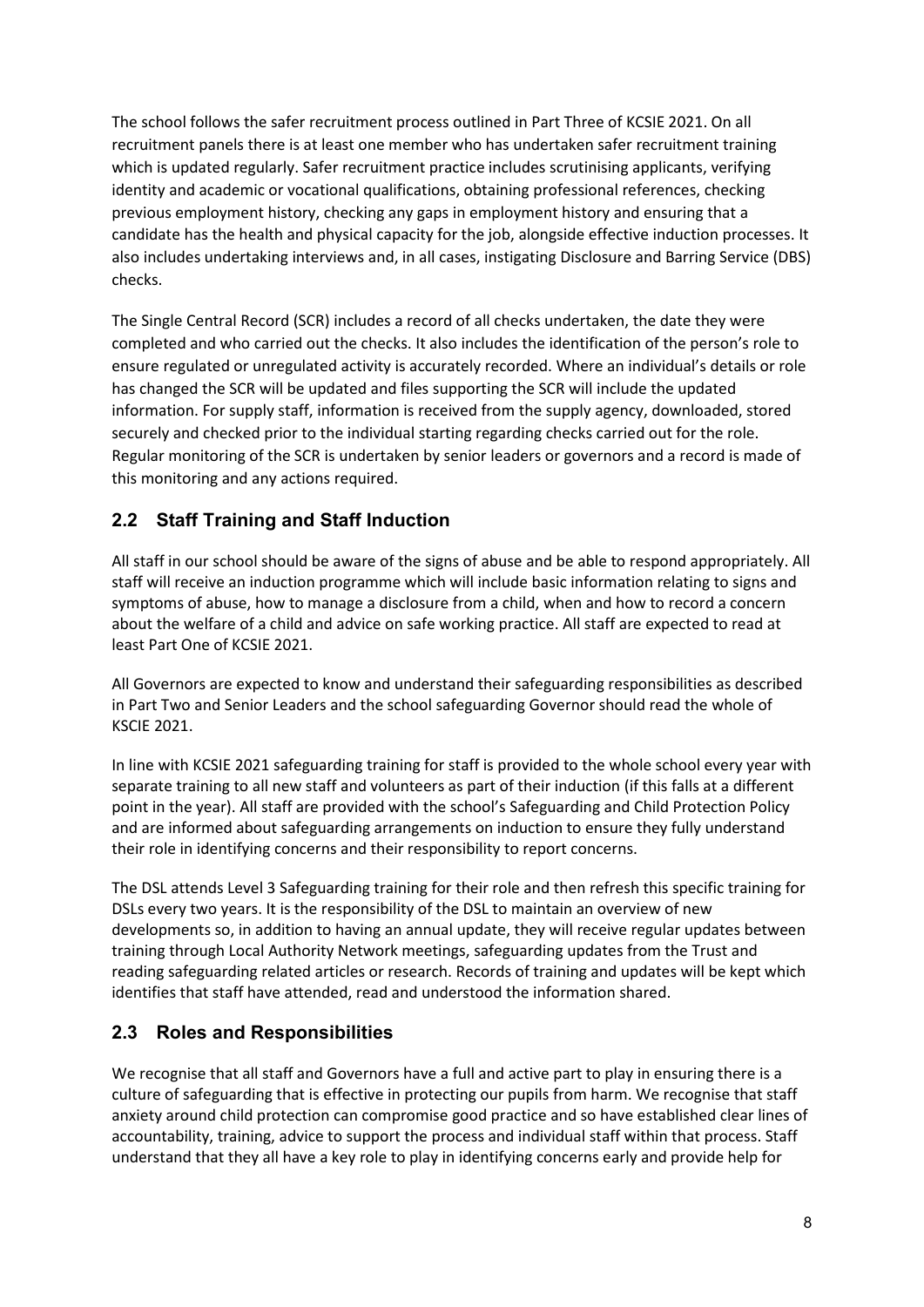The school follows the safer recruitment process outlined in Part Three of KCSIE 2021. On all recruitment panels there is at least one member who has undertaken safer recruitment training which is updated regularly. Safer recruitment practice includes scrutinising applicants, verifying identity and academic or vocational qualifications, obtaining professional references, checking previous employment history, checking any gaps in employment history and ensuring that a candidate has the health and physical capacity for the job, alongside effective induction processes. It also includes undertaking interviews and, in all cases, instigating Disclosure and Barring Service (DBS) checks.

The Single Central Record (SCR) includes a record of all checks undertaken, the date they were completed and who carried out the checks. It also includes the identification of the person's role to ensure regulated or unregulated activity is accurately recorded. Where an individual's details or role has changed the SCR will be updated and files supporting the SCR will include the updated information. For supply staff, information is received from the supply agency, downloaded, stored securely and checked prior to the individual starting regarding checks carried out for the role. Regular monitoring of the SCR is undertaken by senior leaders or governors and a record is made of this monitoring and any actions required.

## 2.2 Staff Training and Staff Induction

All staff in our school should be aware of the signs of abuse and be able to respond appropriately. All staff will receive an induction programme which will include basic information relating to signs and symptoms of abuse, how to manage a disclosure from a child, when and how to record a concern about the welfare of a child and advice on safe working practice. All staff are expected to read at least Part One of KCSIE 2021.

All Governors are expected to know and understand their safeguarding responsibilities as described in Part Two and Senior Leaders and the school safeguarding Governor should read the whole of KSCIE 2021.

In line with KCSIE 2021 safeguarding training for staff is provided to the whole school every year with separate training to all new staff and volunteers as part of their induction (if this falls at a different point in the year). All staff are provided with the school's Safeguarding and Child Protection Policy and are informed about safeguarding arrangements on induction to ensure they fully understand their role in identifying concerns and their responsibility to report concerns.

The DSL attends Level 3 Safeguarding training for their role and then refresh this specific training for DSLs every two years. It is the responsibility of the DSL to maintain an overview of new developments so, in addition to having an annual update, they will receive regular updates between training through Local Authority Network meetings, safeguarding updates from the Trust and reading safeguarding related articles or research. Records of training and updates will be kept which identifies that staff have attended, read and understood the information shared.

## 2.3 Roles and Responsibilities

We recognise that all staff and Governors have a full and active part to play in ensuring there is a culture of safeguarding that is effective in protecting our pupils from harm. We recognise that staff anxiety around child protection can compromise good practice and so have established clear lines of accountability, training, advice to support the process and individual staff within that process. Staff understand that they all have a key role to play in identifying concerns early and provide help for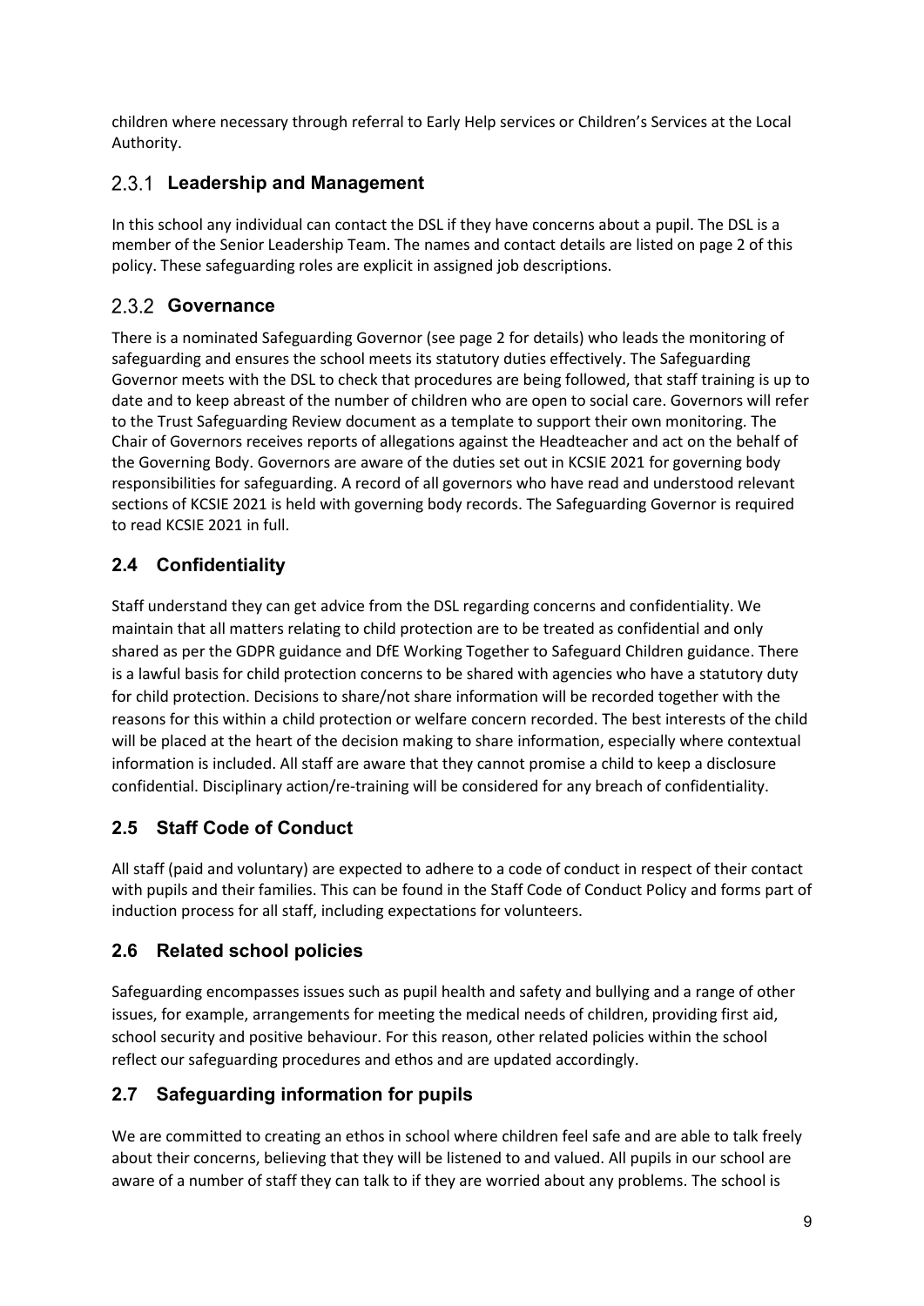children where necessary through referral to Early Help services or Children's Services at the Local Authority.

### 2.3.1 Leadership and Management

In this school any individual can contact the DSL if they have concerns about a pupil. The DSL is a member of the Senior Leadership Team. The names and contact details are listed on page 2 of this policy. These safeguarding roles are explicit in assigned job descriptions.

### 2.3.2 Governance

There is a nominated Safeguarding Governor (see page 2 for details) who leads the monitoring of safeguarding and ensures the school meets its statutory duties effectively. The Safeguarding Governor meets with the DSL to check that procedures are being followed, that staff training is up to date and to keep abreast of the number of children who are open to social care. Governors will refer to the Trust Safeguarding Review document as a template to support their own monitoring. The Chair of Governors receives reports of allegations against the Headteacher and act on the behalf of the Governing Body. Governors are aware of the duties set out in KCSIE 2021 for governing body responsibilities for safeguarding. A record of all governors who have read and understood relevant sections of KCSIE 2021 is held with governing body records. The Safeguarding Governor is required to read KCSIE 2021 in full.

## 2.4 Confidentiality

Staff understand they can get advice from the DSL regarding concerns and confidentiality. We maintain that all matters relating to child protection are to be treated as confidential and only shared as per the GDPR guidance and DfE Working Together to Safeguard Children guidance. There is a lawful basis for child protection concerns to be shared with agencies who have a statutory duty for child protection. Decisions to share/not share information will be recorded together with the reasons for this within a child protection or welfare concern recorded. The best interests of the child will be placed at the heart of the decision making to share information, especially where contextual information is included. All staff are aware that they cannot promise a child to keep a disclosure confidential. Disciplinary action/re-training will be considered for any breach of confidentiality.

## 2.5 Staff Code of Conduct

All staff (paid and voluntary) are expected to adhere to a code of conduct in respect of their contact with pupils and their families. This can be found in the Staff Code of Conduct Policy and forms part of induction process for all staff, including expectations for volunteers.

## 2.6 Related school policies

Safeguarding encompasses issues such as pupil health and safety and bullying and a range of other issues, for example, arrangements for meeting the medical needs of children, providing first aid, school security and positive behaviour. For this reason, other related policies within the school reflect our safeguarding procedures and ethos and are updated accordingly.

## 2.7 Safeguarding information for pupils

We are committed to creating an ethos in school where children feel safe and are able to talk freely about their concerns, believing that they will be listened to and valued. All pupils in our school are aware of a number of staff they can talk to if they are worried about any problems. The school is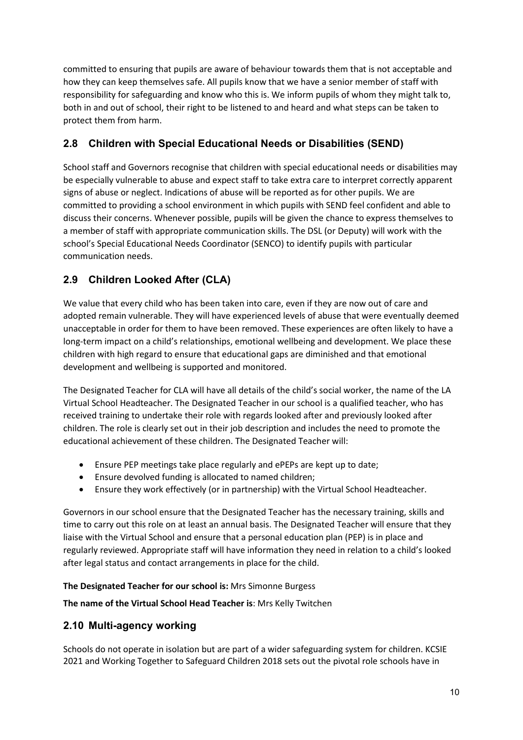committed to ensuring that pupils are aware of behaviour towards them that is not acceptable and how they can keep themselves safe. All pupils know that we have a senior member of staff with responsibility for safeguarding and know who this is. We inform pupils of whom they might talk to, both in and out of school, their right to be listened to and heard and what steps can be taken to protect them from harm.

## 2.8 Children with Special Educational Needs or Disabilities (SEND)

School staff and Governors recognise that children with special educational needs or disabilities may be especially vulnerable to abuse and expect staff to take extra care to interpret correctly apparent signs of abuse or neglect. Indications of abuse will be reported as for other pupils. We are committed to providing a school environment in which pupils with SEND feel confident and able to discuss their concerns. Whenever possible, pupils will be given the chance to express themselves to a member of staff with appropriate communication skills. The DSL (or Deputy) will work with the school's Special Educational Needs Coordinator (SENCO) to identify pupils with particular communication needs.

## 2.9 Children Looked After (CLA)

We value that every child who has been taken into care, even if they are now out of care and adopted remain vulnerable. They will have experienced levels of abuse that were eventually deemed unacceptable in order for them to have been removed. These experiences are often likely to have a long-term impact on a child's relationships, emotional wellbeing and development. We place these children with high regard to ensure that educational gaps are diminished and that emotional development and wellbeing is supported and monitored.

The Designated Teacher for CLA will have all details of the child's social worker, the name of the LA Virtual School Headteacher. The Designated Teacher in our school is a qualified teacher, who has received training to undertake their role with regards looked after and previously looked after children. The role is clearly set out in their job description and includes the need to promote the educational achievement of these children. The Designated Teacher will:

- Ensure PEP meetings take place regularly and ePEPs are kept up to date;
- Ensure devolved funding is allocated to named children;
- Ensure they work effectively (or in partnership) with the Virtual School Headteacher.

Governors in our school ensure that the Designated Teacher has the necessary training, skills and time to carry out this role on at least an annual basis. The Designated Teacher will ensure that they liaise with the Virtual School and ensure that a personal education plan (PEP) is in place and regularly reviewed. Appropriate staff will have information they need in relation to a child's looked after legal status and contact arrangements in place for the child.

**The Designated Teacher for our school is:** Mrs Simonne Burgess

**The name of the Virtual School Head Teacher is**: Mrs Kelly Twitchen

## 2.10 Multi-agency working

Schools do not operate in isolation but are part of a wider safeguarding system for children. KCSIE 2021 and Working Together to Safeguard Children 2018 sets out the pivotal role schools have in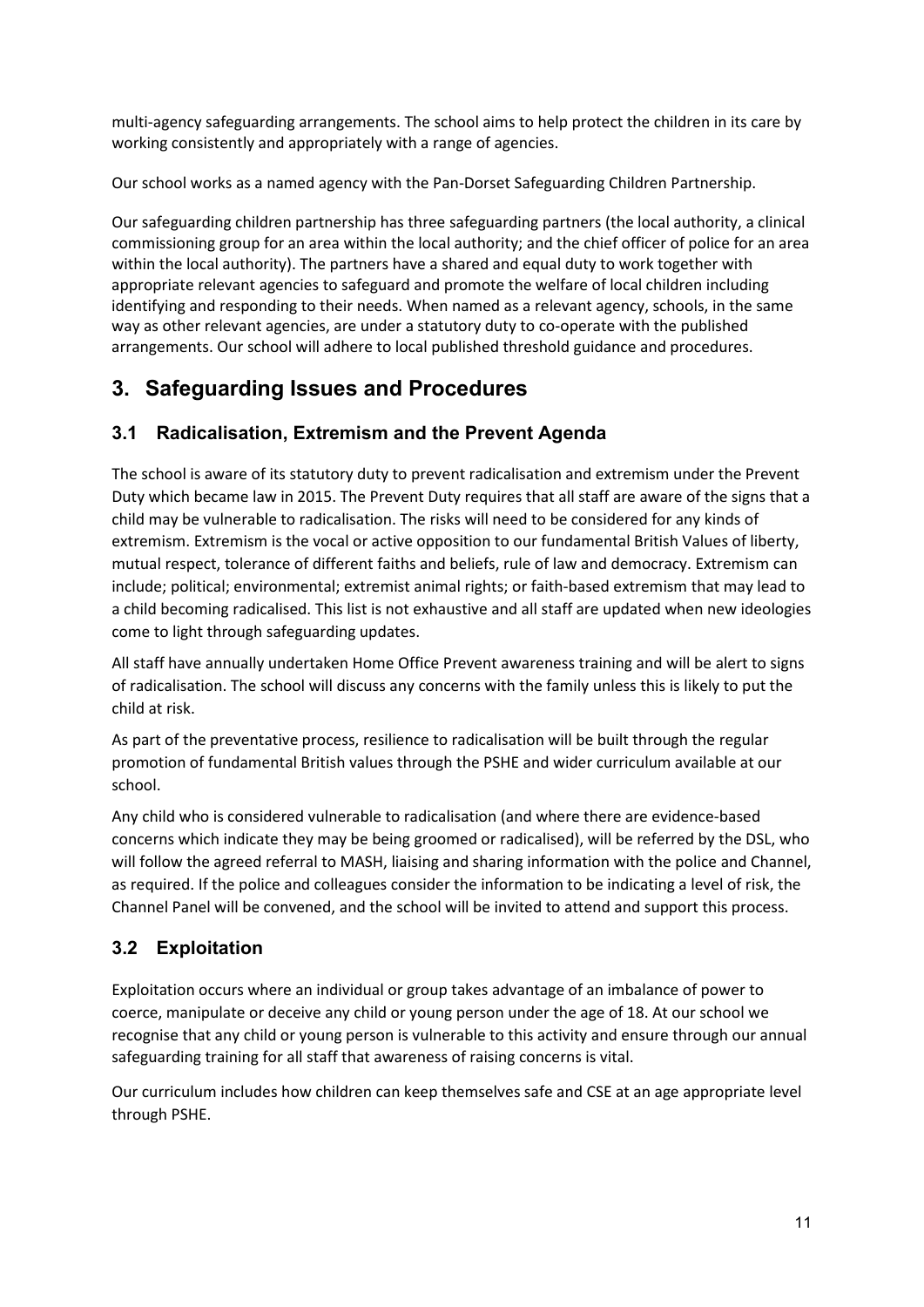multi-agency safeguarding arrangements. The school aims to help protect the children in its care by working consistently and appropriately with a range of agencies.

Our school works as a named agency with the Pan-Dorset Safeguarding Children Partnership.

Our safeguarding children partnership has three safeguarding partners (the local authority, a clinical commissioning group for an area within the local authority; and the chief officer of police for an area within the local authority). The partners have a shared and equal duty to work together with appropriate relevant agencies to safeguard and promote the welfare of local children including identifying and responding to their needs. When named as a relevant agency, schools, in the same way as other relevant agencies, are under a statutory duty to co-operate with the published arrangements. Our school will adhere to local published threshold guidance and procedures.

# 3. Safeguarding Issues and Procedures

## 3.1 Radicalisation, Extremism and the Prevent Agenda

The school is aware of its statutory duty to prevent radicalisation and extremism under the Prevent Duty which became law in 2015. The Prevent Duty requires that all staff are aware of the signs that a child may be vulnerable to radicalisation. The risks will need to be considered for any kinds of extremism. Extremism is the vocal or active opposition to our fundamental British Values of liberty, mutual respect, tolerance of different faiths and beliefs, rule of law and democracy. Extremism can include; political; environmental; extremist animal rights; or faith-based extremism that may lead to a child becoming radicalised. This list is not exhaustive and all staff are updated when new ideologies come to light through safeguarding updates.

All staff have annually undertaken Home Office Prevent awareness training and will be alert to signs of radicalisation. The school will discuss any concerns with the family unless this is likely to put the child at risk.

As part of the preventative process, resilience to radicalisation will be built through the regular promotion of fundamental British values through the PSHE and wider curriculum available at our school.

Any child who is considered vulnerable to radicalisation (and where there are evidence-based concerns which indicate they may be being groomed or radicalised), will be referred by the DSL, who will follow the agreed referral to MASH, liaising and sharing information with the police and Channel, as required. If the police and colleagues consider the information to be indicating a level of risk, the Channel Panel will be convened, and the school will be invited to attend and support this process.

## 3.2 Exploitation

Exploitation occurs where an individual or group takes advantage of an imbalance of power to coerce, manipulate or deceive any child or young person under the age of 18. At our school we recognise that any child or young person is vulnerable to this activity and ensure through our annual safeguarding training for all staff that awareness of raising concerns is vital.

Our curriculum includes how children can keep themselves safe and CSE at an age appropriate level through PSHE.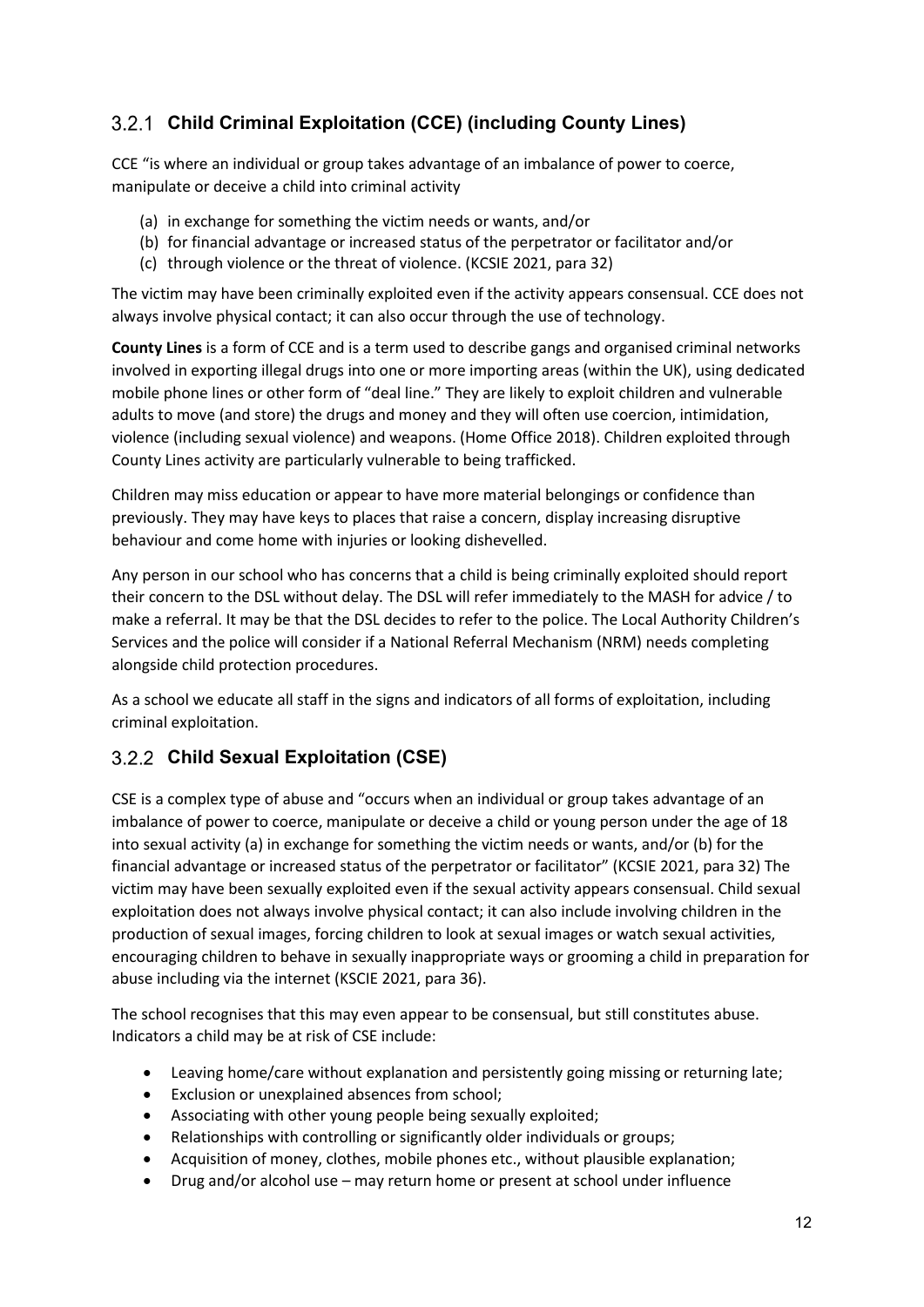### 3.2.1 Child Criminal Exploitation (CCE) (including County Lines)

CCE "is where an individual or group takes advantage of an imbalance of power to coerce, manipulate or deceive a child into criminal activity

(a) in exchange for something the victim needs or wants, and/or
(b) for financial advantage or increased status of the perpetrator or facilitator and/or
(c) through violence or the threat of violence. (KCSIE 2021, para 32)

The victim may have been criminally exploited even if the activity appears consensual. CCE does not always involve physical contact; it can also occur through the use of technology.

**County Lines** is a form of CCE and is a term used to describe gangs and organised criminal networks involved in exporting illegal drugs into one or more importing areas (within the UK), using dedicated mobile phone lines or other form of "deal line." They are likely to exploit children and vulnerable adults to move (and store) the drugs and money and they will often use coercion, intimidation, violence (including sexual violence) and weapons. (Home Office 2018). Children exploited through County Lines activity are particularly vulnerable to being trafficked.

Children may miss education or appear to have more material belongings or confidence than previously. They may have keys to places that raise a concern, display increasing disruptive behaviour and come home with injuries or looking dishevelled.

Any person in our school who has concerns that a child is being criminally exploited should report their concern to the DSL without delay. The DSL will refer immediately to the MASH for advice / to make a referral. It may be that the DSL decides to refer to the police. The Local Authority Children's Services and the police will consider if a National Referral Mechanism (NRM) needs completing alongside child protection procedures.

As a school we educate all staff in the signs and indicators of all forms of exploitation, including criminal exploitation.

### 3.2.2 Child Sexual Exploitation (CSE)

CSE is a complex type of abuse and "occurs when an individual or group takes advantage of an imbalance of power to coerce, manipulate or deceive a child or young person under the age of 18 into sexual activity (a) in exchange for something the victim needs or wants, and/or (b) for the financial advantage or increased status of the perpetrator or facilitator" (KCSIE 2021, para 32) The victim may have been sexually exploited even if the sexual activity appears consensual. Child sexual exploitation does not always involve physical contact; it can also include involving children in the production of sexual images, forcing children to look at sexual images or watch sexual activities, encouraging children to behave in sexually inappropriate ways or grooming a child in preparation for abuse including via the internet (KSCIE 2021, para 36).

The school recognises that this may even appear to be consensual, but still constitutes abuse. Indicators a child may be at risk of CSE include:

- Leaving home/care without explanation and persistently going missing or returning late;
- Exclusion or unexplained absences from school;
- Associating with other young people being sexually exploited;
- Relationships with controlling or significantly older individuals or groups;
- Acquisition of money, clothes, mobile phones etc., without plausible explanation;
- Drug and/or alcohol use – may return home or present at school under influence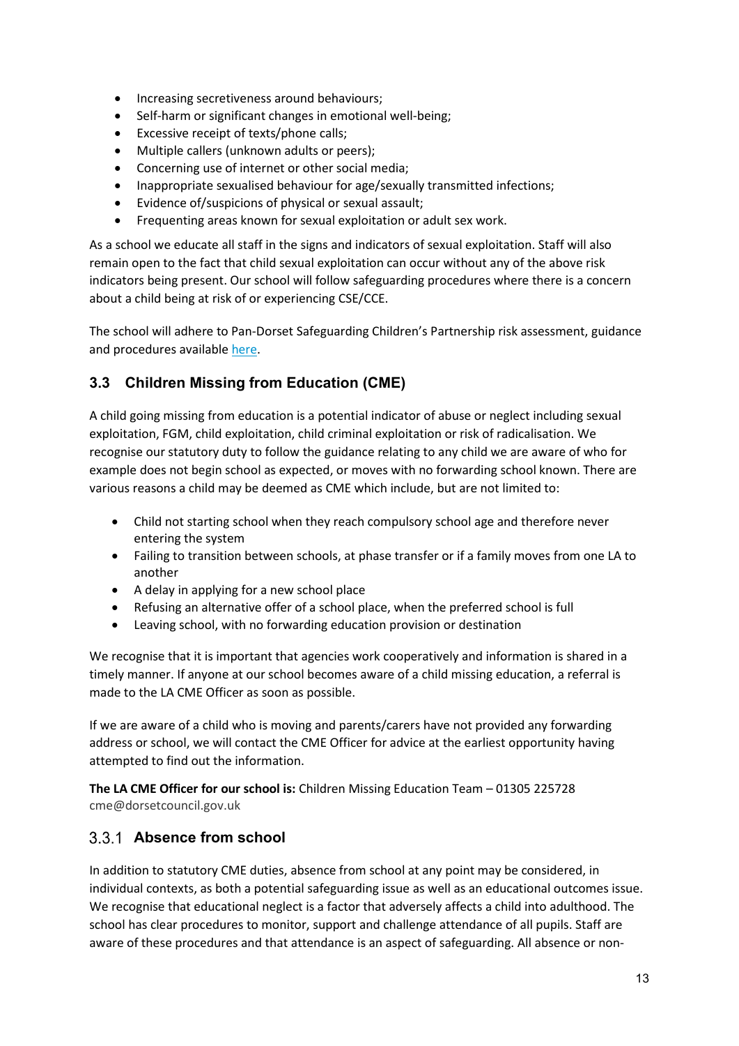- Increasing secretiveness around behaviours;
- Self-harm or significant changes in emotional well-being;
- Excessive receipt of texts/phone calls;
- Multiple callers (unknown adults or peers);
- Concerning use of internet or other social media;
- Inappropriate sexualised behaviour for age/sexually transmitted infections;
- Evidence of/suspicions of physical or sexual assault;
- Frequenting areas known for sexual exploitation or adult sex work.

As a school we educate all staff in the signs and indicators of sexual exploitation. Staff will also remain open to the fact that child sexual exploitation can occur without any of the above risk indicators being present. Our school will follow safeguarding procedures where there is a concern about a child being at risk of or experiencing CSE/CCE.

The school will adhere to Pan-Dorset Safeguarding Children's Partnership risk assessment, guidance and procedures available [here](#).

## 3.3 Children Missing from Education (CME)

A child going missing from education is a potential indicator of abuse or neglect including sexual exploitation, FGM, child exploitation, child criminal exploitation or risk of radicalisation. We recognise our statutory duty to follow the guidance relating to any child we are aware of who for example does not begin school as expected, or moves with no forwarding school known. There are various reasons a child may be deemed as CME which include, but are not limited to:

- Child not starting school when they reach compulsory school age and therefore never entering the system
- Failing to transition between schools, at phase transfer or if a family moves from one LA to another
- A delay in applying for a new school place
- Refusing an alternative offer of a school place, when the preferred school is full
- Leaving school, with no forwarding education provision or destination

We recognise that it is important that agencies work cooperatively and information is shared in a timely manner. If anyone at our school becomes aware of a child missing education, a referral is made to the LA CME Officer as soon as possible.

If we are aware of a child who is moving and parents/carers have not provided any forwarding address or school, we will contact the CME Officer for advice at the earliest opportunity having attempted to find out the information.

**The LA CME Officer for our school is:** Children Missing Education Team – 01305 225728
cme@dorsetcouncil.gov.uk

### 3.3.1 Absence from school

In addition to statutory CME duties, absence from school at any point may be considered, in individual contexts, as both a potential safeguarding issue as well as an educational outcomes issue. We recognise that educational neglect is a factor that adversely affects a child into adulthood. The school has clear procedures to monitor, support and challenge attendance of all pupils. Staff are aware of these procedures and that attendance is an aspect of safeguarding. All absence or non-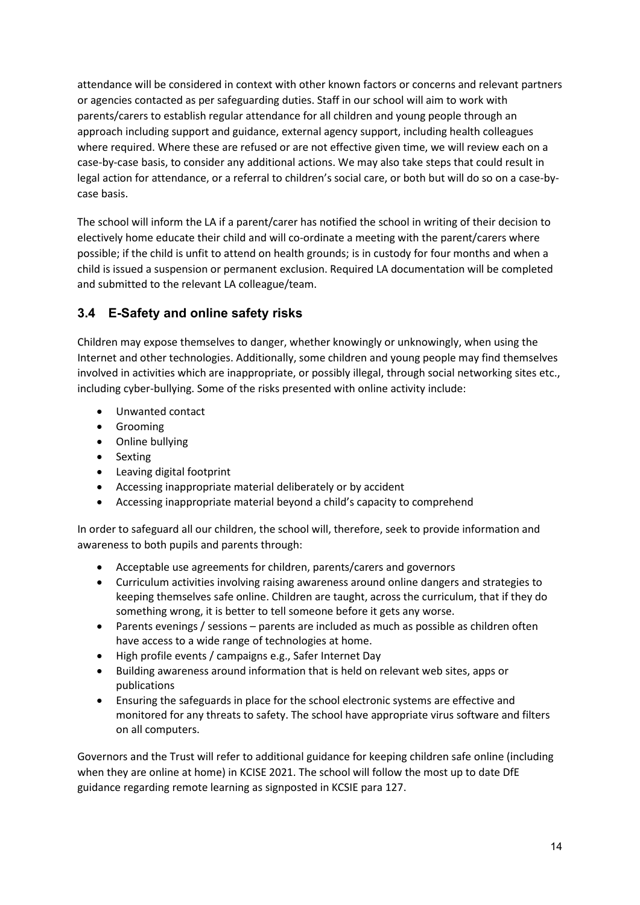attendance will be considered in context with other known factors or concerns and relevant partners or agencies contacted as per safeguarding duties. Staff in our school will aim to work with parents/carers to establish regular attendance for all children and young people through an approach including support and guidance, external agency support, including health colleagues where required. Where these are refused or are not effective given time, we will review each on a case-by-case basis, to consider any additional actions. We may also take steps that could result in legal action for attendance, or a referral to children's social care, or both but will do so on a case-by-case basis.

The school will inform the LA if a parent/carer has notified the school in writing of their decision to electively home educate their child and will co-ordinate a meeting with the parent/carers where possible; if the child is unfit to attend on health grounds; is in custody for four months and when a child is issued a suspension or permanent exclusion. Required LA documentation will be completed and submitted to the relevant LA colleague/team.

### 3.4 E-Safety and online safety risks

Children may expose themselves to danger, whether knowingly or unknowingly, when using the Internet and other technologies. Additionally, some children and young people may find themselves involved in activities which are inappropriate, or possibly illegal, through social networking sites etc., including cyber-bullying. Some of the risks presented with online activity include:

- Unwanted contact
- Grooming
- Online bullying
- Sexting
- Leaving digital footprint
- Accessing inappropriate material deliberately or by accident
- Accessing inappropriate material beyond a child's capacity to comprehend

In order to safeguard all our children, the school will, therefore, seek to provide information and awareness to both pupils and parents through:

- Acceptable use agreements for children, parents/carers and governors
- Curriculum activities involving raising awareness around online dangers and strategies to keeping themselves safe online. Children are taught, across the curriculum, that if they do something wrong, it is better to tell someone before it gets any worse.
- Parents evenings / sessions – parents are included as much as possible as children often have access to a wide range of technologies at home.
- High profile events / campaigns e.g., Safer Internet Day
- Building awareness around information that is held on relevant web sites, apps or publications
- Ensuring the safeguards in place for the school electronic systems are effective and monitored for any threats to safety. The school have appropriate virus software and filters on all computers.

Governors and the Trust will refer to additional guidance for keeping children safe online (including when they are online at home) in KCISE 2021. The school will follow the most up to date DfE guidance regarding remote learning as signposted in KCSIE para 127.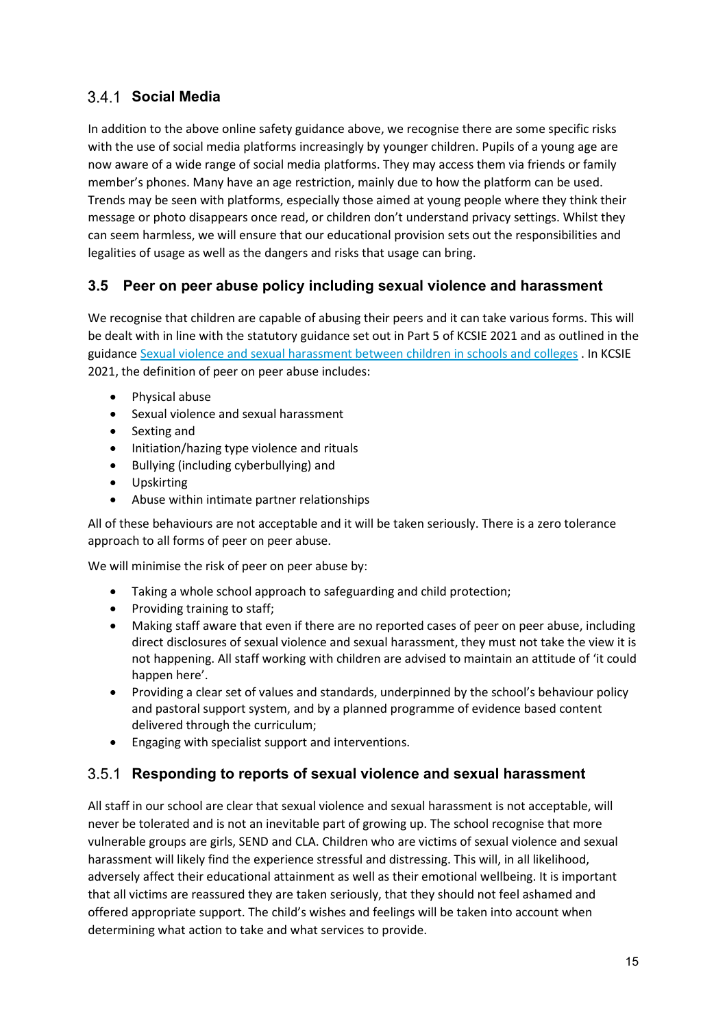### 3.4.1 Social Media

In addition to the above online safety guidance above, we recognise there are some specific risks with the use of social media platforms increasingly by younger children. Pupils of a young age are now aware of a wide range of social media platforms. They may access them via friends or family member's phones. Many have an age restriction, mainly due to how the platform can be used. Trends may be seen with platforms, especially those aimed at young people where they think their message or photo disappears once read, or children don't understand privacy settings. Whilst they can seem harmless, we will ensure that our educational provision sets out the responsibilities and legalities of usage as well as the dangers and risks that usage can bring.

## 3.5 Peer on peer abuse policy including sexual violence and harassment

We recognise that children are capable of abusing their peers and it can take various forms. This will be dealt with in line with the statutory guidance set out in Part 5 of KCSIE 2021 and as outlined in the guidance [Sexual violence and sexual harassment between children in schools and colleges](Sexual violence and sexual harassment between children in schools and colleges) . In KCSIE 2021, the definition of peer on peer abuse includes:

- Physical abuse
- Sexual violence and sexual harassment
- Sexting and
- Initiation/hazing type violence and rituals
- Bullying (including cyberbullying) and
- Upskirting
- Abuse within intimate partner relationships

All of these behaviours are not acceptable and it will be taken seriously. There is a zero tolerance approach to all forms of peer on peer abuse.

We will minimise the risk of peer on peer abuse by:

- Taking a whole school approach to safeguarding and child protection;
- Providing training to staff;
- Making staff aware that even if there are no reported cases of peer on peer abuse, including direct disclosures of sexual violence and sexual harassment, they must not take the view it is not happening. All staff working with children are advised to maintain an attitude of 'it could happen here'.
- Providing a clear set of values and standards, underpinned by the school's behaviour policy and pastoral support system, and by a planned programme of evidence based content delivered through the curriculum;
- Engaging with specialist support and interventions.

### 3.5.1 Responding to reports of sexual violence and sexual harassment

All staff in our school are clear that sexual violence and sexual harassment is not acceptable, will never be tolerated and is not an inevitable part of growing up. The school recognise that more vulnerable groups are girls, SEND and CLA. Children who are victims of sexual violence and sexual harassment will likely find the experience stressful and distressing. This will, in all likelihood, adversely affect their educational attainment as well as their emotional wellbeing. It is important that all victims are reassured they are taken seriously, that they should not feel ashamed and offered appropriate support. The child's wishes and feelings will be taken into account when determining what action to take and what services to provide.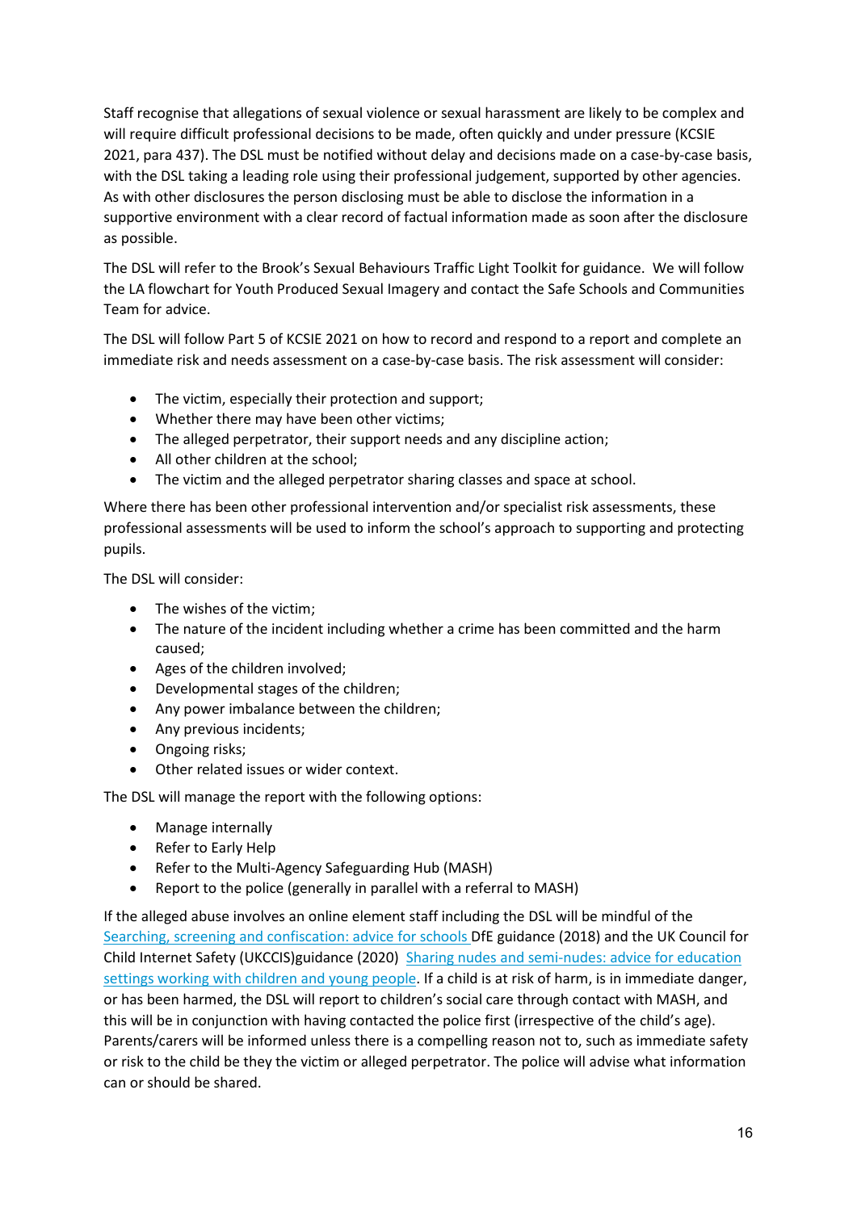Staff recognise that allegations of sexual violence or sexual harassment are likely to be complex and will require difficult professional decisions to be made, often quickly and under pressure (KCSIE 2021, para 437). The DSL must be notified without delay and decisions made on a case-by-case basis, with the DSL taking a leading role using their professional judgement, supported by other agencies. As with other disclosures the person disclosing must be able to disclose the information in a supportive environment with a clear record of factual information made as soon after the disclosure as possible.

The DSL will refer to the Brook's Sexual Behaviours Traffic Light Toolkit for guidance. We will follow the LA flowchart for Youth Produced Sexual Imagery and contact the Safe Schools and Communities Team for advice.

The DSL will follow Part 5 of KCSIE 2021 on how to record and respond to a report and complete an immediate risk and needs assessment on a case-by-case basis. The risk assessment will consider:

- The victim, especially their protection and support;
- Whether there may have been other victims;
- The alleged perpetrator, their support needs and any discipline action;
- All other children at the school;
- The victim and the alleged perpetrator sharing classes and space at school.

Where there has been other professional intervention and/or specialist risk assessments, these professional assessments will be used to inform the school's approach to supporting and protecting pupils.

The DSL will consider:

- The wishes of the victim;
- The nature of the incident including whether a crime has been committed and the harm caused;
- Ages of the children involved;
- Developmental stages of the children;
- Any power imbalance between the children;
- Any previous incidents;
- Ongoing risks;
- Other related issues or wider context.

The DSL will manage the report with the following options:

- Manage internally
- Refer to Early Help
- Refer to the Multi-Agency Safeguarding Hub (MASH)
- Report to the police (generally in parallel with a referral to MASH)

If the alleged abuse involves an online element staff including the DSL will be mindful of the Searching, screening and confiscation: advice for schools DfE guidance (2018) and the UK Council for Child Internet Safety (UKCCIS)guidance (2020) Sharing nudes and semi-nudes: advice for education settings working with children and young people. If a child is at risk of harm, is in immediate danger, or has been harmed, the DSL will report to children's social care through contact with MASH, and this will be in conjunction with having contacted the police first (irrespective of the child's age). Parents/carers will be informed unless there is a compelling reason not to, such as immediate safety or risk to the child be they the victim or alleged perpetrator. The police will advise what information can or should be shared.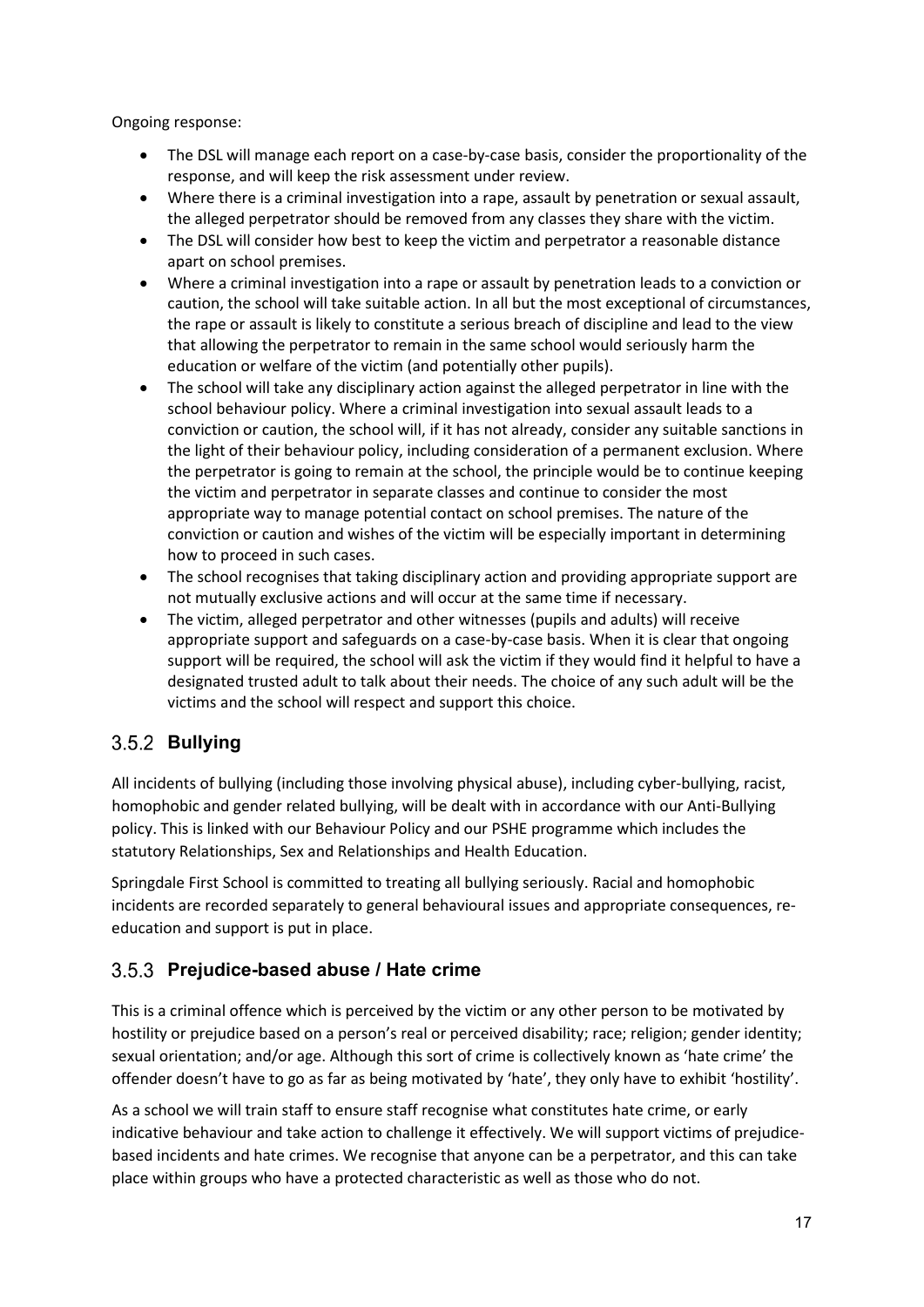Ongoing response:

- The DSL will manage each report on a case-by-case basis, consider the proportionality of the response, and will keep the risk assessment under review.
- Where there is a criminal investigation into a rape, assault by penetration or sexual assault, the alleged perpetrator should be removed from any classes they share with the victim.
- The DSL will consider how best to keep the victim and perpetrator a reasonable distance apart on school premises.
- Where a criminal investigation into a rape or assault by penetration leads to a conviction or caution, the school will take suitable action. In all but the most exceptional of circumstances, the rape or assault is likely to constitute a serious breach of discipline and lead to the view that allowing the perpetrator to remain in the same school would seriously harm the education or welfare of the victim (and potentially other pupils).
- The school will take any disciplinary action against the alleged perpetrator in line with the school behaviour policy. Where a criminal investigation into sexual assault leads to a conviction or caution, the school will, if it has not already, consider any suitable sanctions in the light of their behaviour policy, including consideration of a permanent exclusion. Where the perpetrator is going to remain at the school, the principle would be to continue keeping the victim and perpetrator in separate classes and continue to consider the most appropriate way to manage potential contact on school premises. The nature of the conviction or caution and wishes of the victim will be especially important in determining how to proceed in such cases.
- The school recognises that taking disciplinary action and providing appropriate support are not mutually exclusive actions and will occur at the same time if necessary.
- The victim, alleged perpetrator and other witnesses (pupils and adults) will receive appropriate support and safeguards on a case-by-case basis. When it is clear that ongoing support will be required, the school will ask the victim if they would find it helpful to have a designated trusted adult to talk about their needs. The choice of any such adult will be the victims and the school will respect and support this choice.

### 3.5.2 Bullying

All incidents of bullying (including those involving physical abuse), including cyber-bullying, racist, homophobic and gender related bullying, will be dealt with in accordance with our Anti-Bullying policy. This is linked with our Behaviour Policy and our PSHE programme which includes the statutory Relationships, Sex and Relationships and Health Education.

Springdale First School is committed to treating all bullying seriously. Racial and homophobic incidents are recorded separately to general behavioural issues and appropriate consequences, re-education and support is put in place.

### 3.5.3 Prejudice-based abuse / Hate crime

This is a criminal offence which is perceived by the victim or any other person to be motivated by hostility or prejudice based on a person's real or perceived disability; race; religion; gender identity; sexual orientation; and/or age. Although this sort of crime is collectively known as 'hate crime' the offender doesn't have to go as far as being motivated by 'hate', they only have to exhibit 'hostility'.

As a school we will train staff to ensure staff recognise what constitutes hate crime, or early indicative behaviour and take action to challenge it effectively. We will support victims of prejudice-based incidents and hate crimes. We recognise that anyone can be a perpetrator, and this can take place within groups who have a protected characteristic as well as those who do not.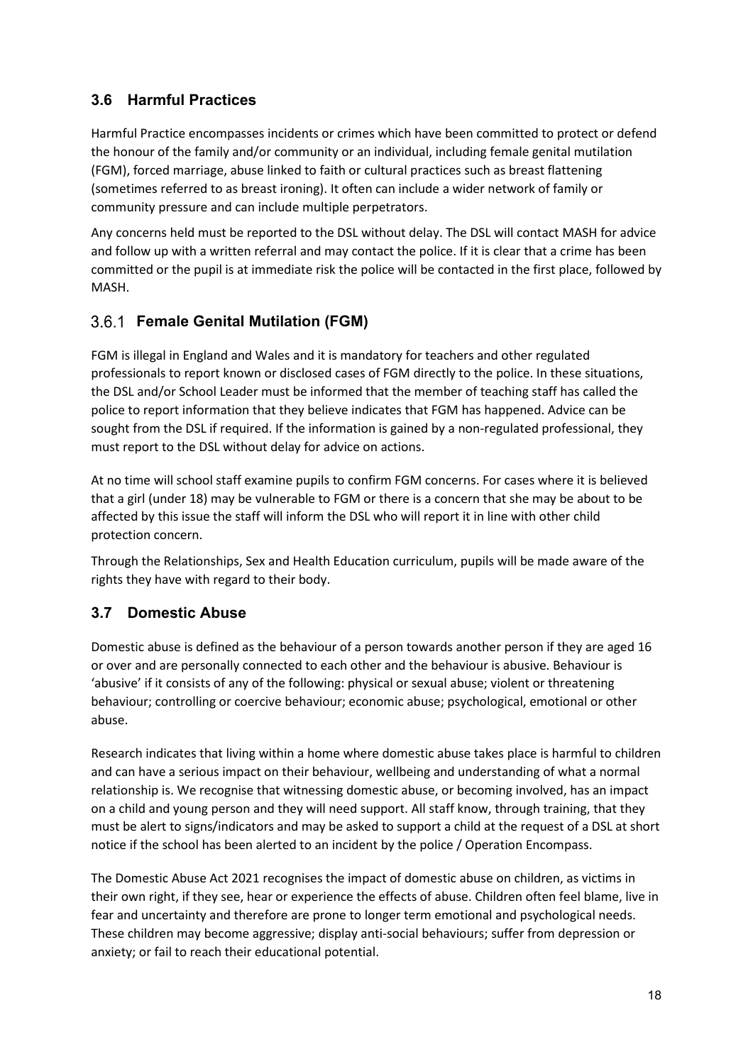### 3.6 Harmful Practices

Harmful Practice encompasses incidents or crimes which have been committed to protect or defend the honour of the family and/or community or an individual, including female genital mutilation (FGM), forced marriage, abuse linked to faith or cultural practices such as breast flattening (sometimes referred to as breast ironing). It often can include a wider network of family or community pressure and can include multiple perpetrators.

Any concerns held must be reported to the DSL without delay. The DSL will contact MASH for advice and follow up with a written referral and may contact the police. If it is clear that a crime has been committed or the pupil is at immediate risk the police will be contacted in the first place, followed by MASH.

#### 3.6.1 Female Genital Mutilation (FGM)

FGM is illegal in England and Wales and it is mandatory for teachers and other regulated professionals to report known or disclosed cases of FGM directly to the police. In these situations, the DSL and/or School Leader must be informed that the member of teaching staff has called the police to report information that they believe indicates that FGM has happened. Advice can be sought from the DSL if required. If the information is gained by a non-regulated professional, they must report to the DSL without delay for advice on actions.

At no time will school staff examine pupils to confirm FGM concerns. For cases where it is believed that a girl (under 18) may be vulnerable to FGM or there is a concern that she may be about to be affected by this issue the staff will inform the DSL who will report it in line with other child protection concern.

Through the Relationships, Sex and Health Education curriculum, pupils will be made aware of the rights they have with regard to their body.

### 3.7 Domestic Abuse

Domestic abuse is defined as the behaviour of a person towards another person if they are aged 16 or over and are personally connected to each other and the behaviour is abusive. Behaviour is 'abusive' if it consists of any of the following: physical or sexual abuse; violent or threatening behaviour; controlling or coercive behaviour; economic abuse; psychological, emotional or other abuse.

Research indicates that living within a home where domestic abuse takes place is harmful to children and can have a serious impact on their behaviour, wellbeing and understanding of what a normal relationship is. We recognise that witnessing domestic abuse, or becoming involved, has an impact on a child and young person and they will need support. All staff know, through training, that they must be alert to signs/indicators and may be asked to support a child at the request of a DSL at short notice if the school has been alerted to an incident by the police / Operation Encompass.

The Domestic Abuse Act 2021 recognises the impact of domestic abuse on children, as victims in their own right, if they see, hear or experience the effects of abuse. Children often feel blame, live in fear and uncertainty and therefore are prone to longer term emotional and psychological needs. These children may become aggressive; display anti-social behaviours; suffer from depression or anxiety; or fail to reach their educational potential.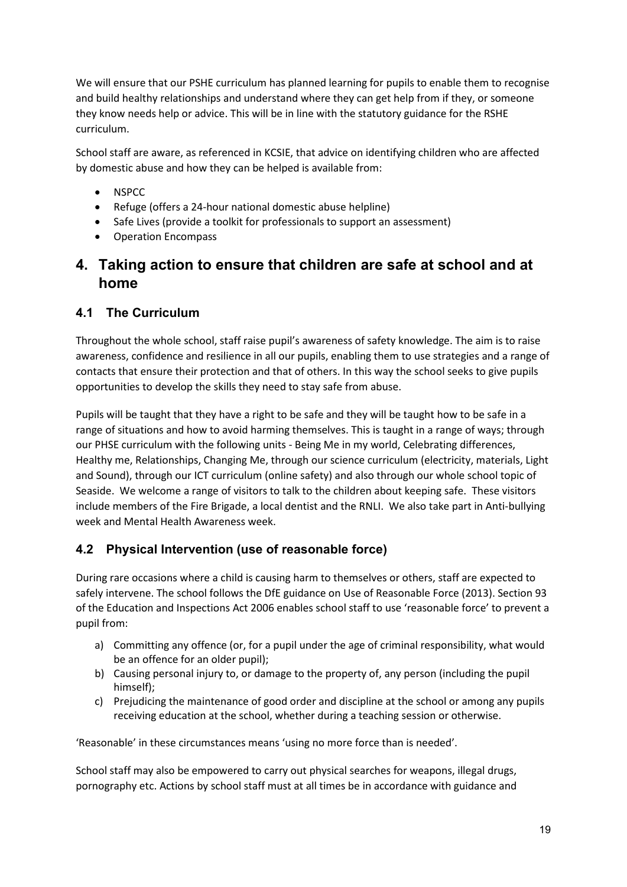We will ensure that our PSHE curriculum has planned learning for pupils to enable them to recognise and build healthy relationships and understand where they can get help from if they, or someone they know needs help or advice. This will be in line with the statutory guidance for the RSHE curriculum.

School staff are aware, as referenced in KCSIE, that advice on identifying children who are affected by domestic abuse and how they can be helped is available from:

- NSPCC
- Refuge (offers a 24-hour national domestic abuse helpline)
- Safe Lives (provide a toolkit for professionals to support an assessment)
- Operation Encompass

# 4. Taking action to ensure that children are safe at school and at home

## 4.1 The Curriculum

Throughout the whole school, staff raise pupil's awareness of safety knowledge. The aim is to raise awareness, confidence and resilience in all our pupils, enabling them to use strategies and a range of contacts that ensure their protection and that of others. In this way the school seeks to give pupils opportunities to develop the skills they need to stay safe from abuse.

Pupils will be taught that they have a right to be safe and they will be taught how to be safe in a range of situations and how to avoid harming themselves. This is taught in a range of ways; through our PHSE curriculum with the following units - Being Me in my world, Celebrating differences, Healthy me, Relationships, Changing Me, through our science curriculum (electricity, materials, Light and Sound), through our ICT curriculum (online safety) and also through our whole school topic of Seaside. We welcome a range of visitors to talk to the children about keeping safe. These visitors include members of the Fire Brigade, a local dentist and the RNLI. We also take part in Anti-bullying week and Mental Health Awareness week.

## 4.2 Physical Intervention (use of reasonable force)

During rare occasions where a child is causing harm to themselves or others, staff are expected to safely intervene. The school follows the DfE guidance on Use of Reasonable Force (2013). Section 93 of the Education and Inspections Act 2006 enables school staff to use 'reasonable force' to prevent a pupil from:

a) Committing any offence (or, for a pupil under the age of criminal responsibility, what would be an offence for an older pupil);
b) Causing personal injury to, or damage to the property of, any person (including the pupil himself);
c) Prejudicing the maintenance of good order and discipline at the school or among any pupils receiving education at the school, whether during a teaching session or otherwise.

'Reasonable' in these circumstances means 'using no more force than is needed'.

School staff may also be empowered to carry out physical searches for weapons, illegal drugs, pornography etc. Actions by school staff must at all times be in accordance with guidance and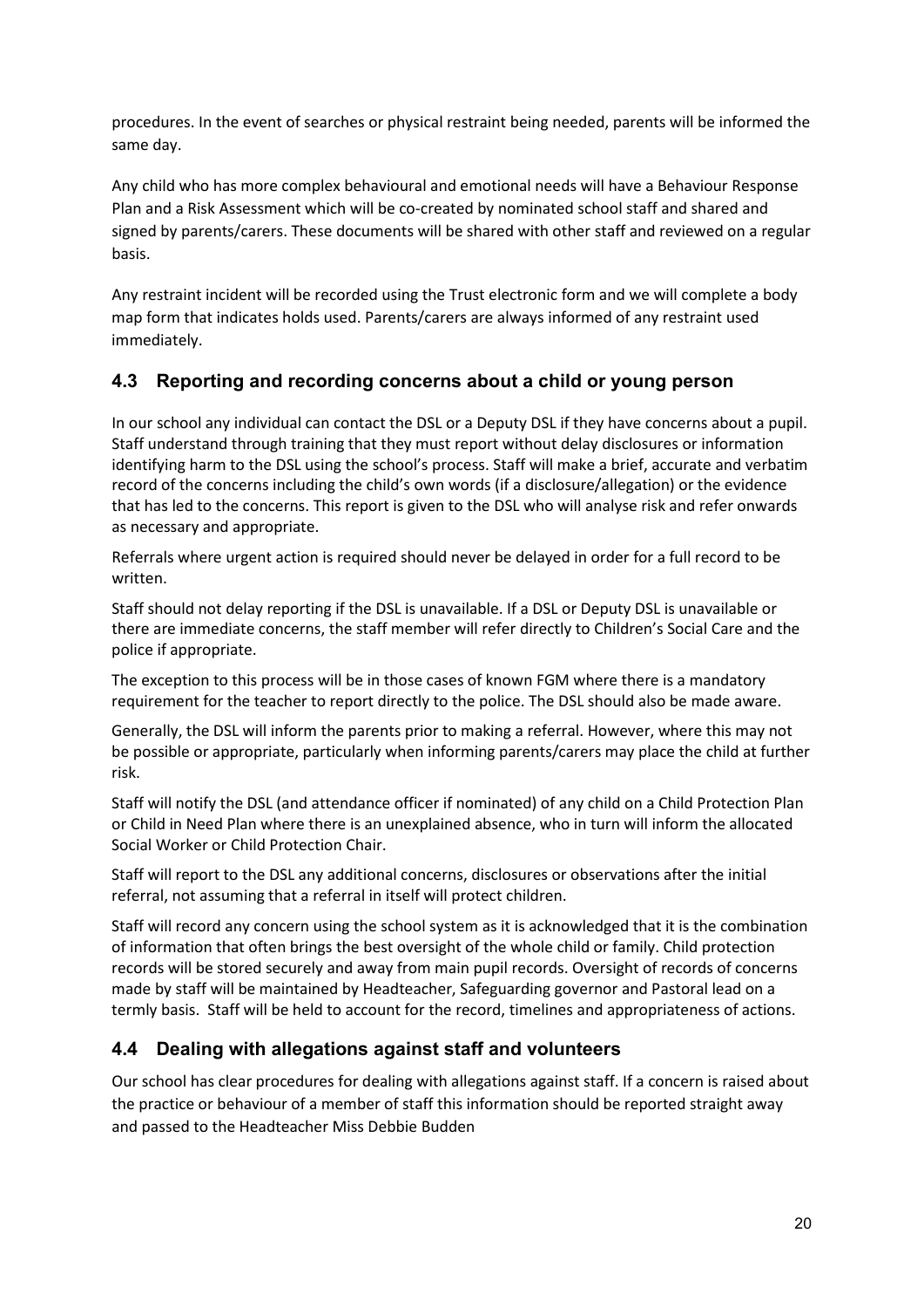procedures. In the event of searches or physical restraint being needed, parents will be informed the same day.

Any child who has more complex behavioural and emotional needs will have a Behaviour Response Plan and a Risk Assessment which will be co-created by nominated school staff and shared and signed by parents/carers. These documents will be shared with other staff and reviewed on a regular basis.

Any restraint incident will be recorded using the Trust electronic form and we will complete a body map form that indicates holds used. Parents/carers are always informed of any restraint used immediately.

## 4.3 Reporting and recording concerns about a child or young person

In our school any individual can contact the DSL or a Deputy DSL if they have concerns about a pupil. Staff understand through training that they must report without delay disclosures or information identifying harm to the DSL using the school's process. Staff will make a brief, accurate and verbatim record of the concerns including the child's own words (if a disclosure/allegation) or the evidence that has led to the concerns. This report is given to the DSL who will analyse risk and refer onwards as necessary and appropriate.

Referrals where urgent action is required should never be delayed in order for a full record to be written.

Staff should not delay reporting if the DSL is unavailable. If a DSL or Deputy DSL is unavailable or there are immediate concerns, the staff member will refer directly to Children's Social Care and the police if appropriate.

The exception to this process will be in those cases of known FGM where there is a mandatory requirement for the teacher to report directly to the police. The DSL should also be made aware.

Generally, the DSL will inform the parents prior to making a referral. However, where this may not be possible or appropriate, particularly when informing parents/carers may place the child at further risk.

Staff will notify the DSL (and attendance officer if nominated) of any child on a Child Protection Plan or Child in Need Plan where there is an unexplained absence, who in turn will inform the allocated Social Worker or Child Protection Chair.

Staff will report to the DSL any additional concerns, disclosures or observations after the initial referral, not assuming that a referral in itself will protect children.

Staff will record any concern using the school system as it is acknowledged that it is the combination of information that often brings the best oversight of the whole child or family. Child protection records will be stored securely and away from main pupil records. Oversight of records of concerns made by staff will be maintained by Headteacher, Safeguarding governor and Pastoral lead on a termly basis. Staff will be held to account for the record, timelines and appropriateness of actions.

## 4.4 Dealing with allegations against staff and volunteers

Our school has clear procedures for dealing with allegations against staff. If a concern is raised about the practice or behaviour of a member of staff this information should be reported straight away and passed to the Headteacher Miss Debbie Budden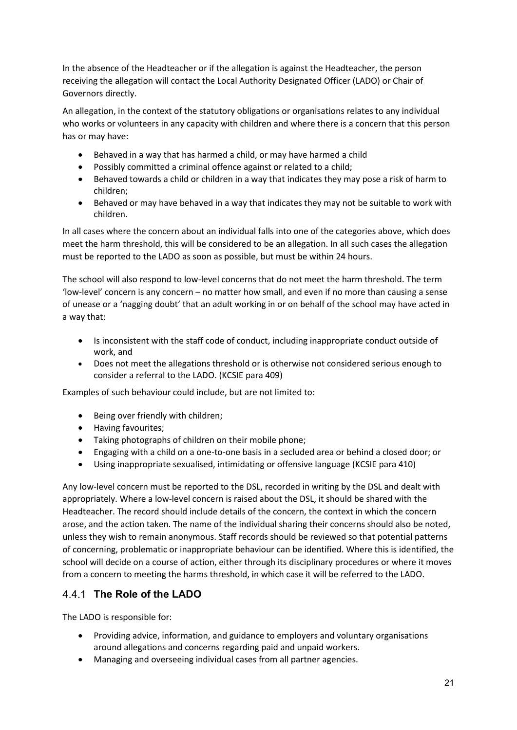In the absence of the Headteacher or if the allegation is against the Headteacher, the person receiving the allegation will contact the Local Authority Designated Officer (LADO) or Chair of Governors directly.

An allegation, in the context of the statutory obligations or organisations relates to any individual who works or volunteers in any capacity with children and where there is a concern that this person has or may have:

- Behaved in a way that has harmed a child, or may have harmed a child
- Possibly committed a criminal offence against or related to a child;
- Behaved towards a child or children in a way that indicates they may pose a risk of harm to children;
- Behaved or may have behaved in a way that indicates they may not be suitable to work with children.

In all cases where the concern about an individual falls into one of the categories above, which does meet the harm threshold, this will be considered to be an allegation. In all such cases the allegation must be reported to the LADO as soon as possible, but must be within 24 hours.

The school will also respond to low-level concerns that do not meet the harm threshold. The term 'low-level' concern is any concern – no matter how small, and even if no more than causing a sense of unease or a 'nagging doubt' that an adult working in or on behalf of the school may have acted in a way that:

- Is inconsistent with the staff code of conduct, including inappropriate conduct outside of work, and
- Does not meet the allegations threshold or is otherwise not considered serious enough to consider a referral to the LADO. (KCSIE para 409)

Examples of such behaviour could include, but are not limited to:

- Being over friendly with children;
- Having favourites;
- Taking photographs of children on their mobile phone;
- Engaging with a child on a one-to-one basis in a secluded area or behind a closed door; or
- Using inappropriate sexualised, intimidating or offensive language (KCSIE para 410)

Any low-level concern must be reported to the DSL, recorded in writing by the DSL and dealt with appropriately. Where a low-level concern is raised about the DSL, it should be shared with the Headteacher. The record should include details of the concern, the context in which the concern arose, and the action taken. The name of the individual sharing their concerns should also be noted, unless they wish to remain anonymous. Staff records should be reviewed so that potential patterns of concerning, problematic or inappropriate behaviour can be identified. Where this is identified, the school will decide on a course of action, either through its disciplinary procedures or where it moves from a concern to meeting the harms threshold, in which case it will be referred to the LADO.

### 4.4.1 The Role of the LADO

The LADO is responsible for:

- Providing advice, information, and guidance to employers and voluntary organisations around allegations and concerns regarding paid and unpaid workers.
- Managing and overseeing individual cases from all partner agencies.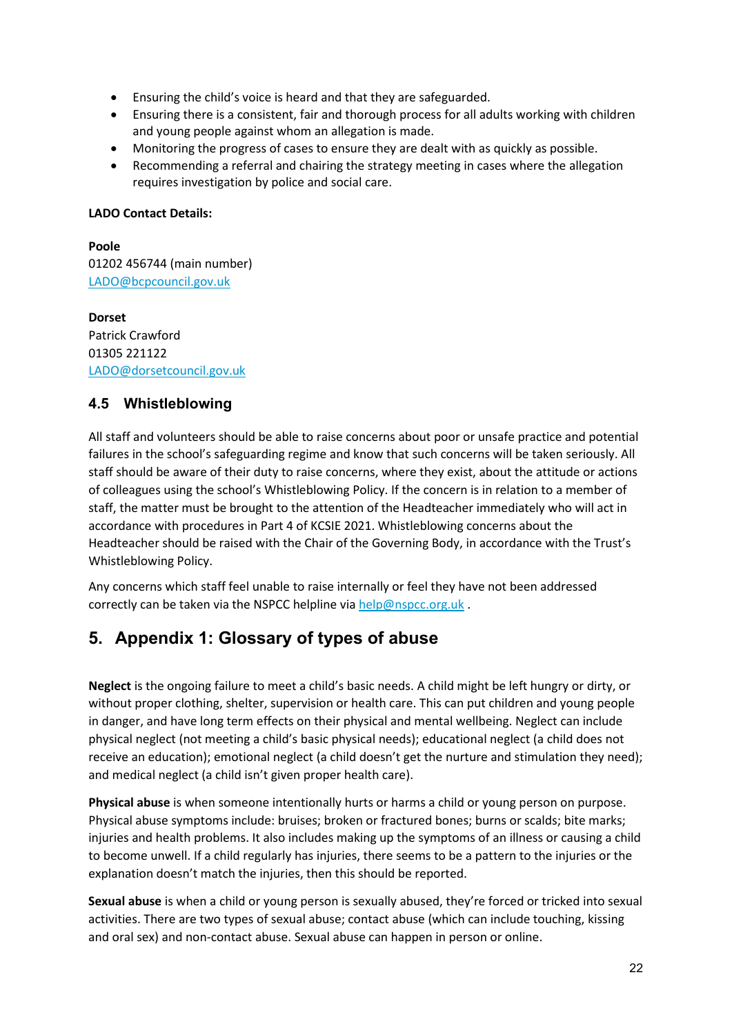- Ensuring the child's voice is heard and that they are safeguarded.
- Ensuring there is a consistent, fair and thorough process for all adults working with children and young people against whom an allegation is made.
- Monitoring the progress of cases to ensure they are dealt with as quickly as possible.
- Recommending a referral and chairing the strategy meeting in cases where the allegation requires investigation by police and social care.

**LADO Contact Details:**

**Poole**
01202 456744 (main number)
LADO@bcpcouncil.gov.uk

**Dorset**
Patrick Crawford
01305 221122
LADO@dorsetcouncil.gov.uk

### 4.5 Whistleblowing

All staff and volunteers should be able to raise concerns about poor or unsafe practice and potential failures in the school's safeguarding regime and know that such concerns will be taken seriously. All staff should be aware of their duty to raise concerns, where they exist, about the attitude or actions of colleagues using the school's Whistleblowing Policy. If the concern is in relation to a member of staff, the matter must be brought to the attention of the Headteacher immediately who will act in accordance with procedures in Part 4 of KCSIE 2021. Whistleblowing concerns about the Headteacher should be raised with the Chair of the Governing Body, in accordance with the Trust's Whistleblowing Policy.

Any concerns which staff feel unable to raise internally or feel they have not been addressed correctly can be taken via the NSPCC helpline via help@nspcc.org.uk .

## 5. Appendix 1: Glossary of types of abuse

**Neglect** is the ongoing failure to meet a child's basic needs. A child might be left hungry or dirty, or without proper clothing, shelter, supervision or health care. This can put children and young people in danger, and have long term effects on their physical and mental wellbeing. Neglect can include physical neglect (not meeting a child's basic physical needs); educational neglect (a child does not receive an education); emotional neglect (a child doesn't get the nurture and stimulation they need); and medical neglect (a child isn't given proper health care).

**Physical abuse** is when someone intentionally hurts or harms a child or young person on purpose. Physical abuse symptoms include: bruises; broken or fractured bones; burns or scalds; bite marks; injuries and health problems. It also includes making up the symptoms of an illness or causing a child to become unwell. If a child regularly has injuries, there seems to be a pattern to the injuries or the explanation doesn't match the injuries, then this should be reported.

**Sexual abuse** is when a child or young person is sexually abused, they're forced or tricked into sexual activities. There are two types of sexual abuse; contact abuse (which can include touching, kissing and oral sex) and non-contact abuse. Sexual abuse can happen in person or online.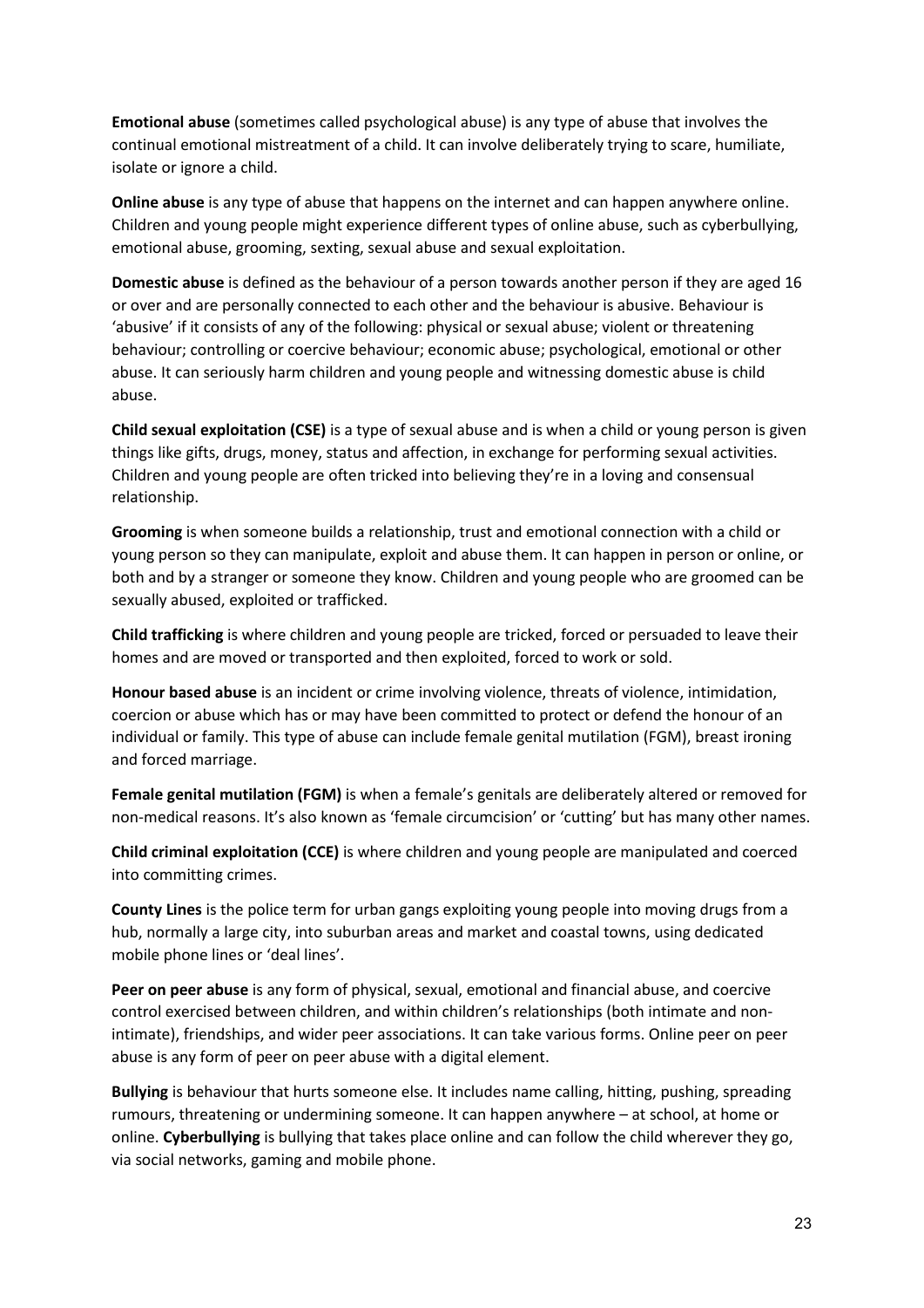**Emotional abuse** (sometimes called psychological abuse) is any type of abuse that involves the continual emotional mistreatment of a child. It can involve deliberately trying to scare, humiliate, isolate or ignore a child.

**Online abuse** is any type of abuse that happens on the internet and can happen anywhere online. Children and young people might experience different types of online abuse, such as cyberbullying, emotional abuse, grooming, sexting, sexual abuse and sexual exploitation.

**Domestic abuse** is defined as the behaviour of a person towards another person if they are aged 16 or over and are personally connected to each other and the behaviour is abusive. Behaviour is 'abusive' if it consists of any of the following: physical or sexual abuse; violent or threatening behaviour; controlling or coercive behaviour; economic abuse; psychological, emotional or other abuse. It can seriously harm children and young people and witnessing domestic abuse is child abuse.

**Child sexual exploitation (CSE)** is a type of sexual abuse and is when a child or young person is given things like gifts, drugs, money, status and affection, in exchange for performing sexual activities. Children and young people are often tricked into believing they're in a loving and consensual relationship.

**Grooming** is when someone builds a relationship, trust and emotional connection with a child or young person so they can manipulate, exploit and abuse them. It can happen in person or online, or both and by a stranger or someone they know. Children and young people who are groomed can be sexually abused, exploited or trafficked.

**Child trafficking** is where children and young people are tricked, forced or persuaded to leave their homes and are moved or transported and then exploited, forced to work or sold.

**Honour based abuse** is an incident or crime involving violence, threats of violence, intimidation, coercion or abuse which has or may have been committed to protect or defend the honour of an individual or family. This type of abuse can include female genital mutilation (FGM), breast ironing and forced marriage.

**Female genital mutilation (FGM)** is when a female's genitals are deliberately altered or removed for non-medical reasons. It's also known as 'female circumcision' or 'cutting' but has many other names.

**Child criminal exploitation (CCE)** is where children and young people are manipulated and coerced into committing crimes.

**County Lines** is the police term for urban gangs exploiting young people into moving drugs from a hub, normally a large city, into suburban areas and market and coastal towns, using dedicated mobile phone lines or 'deal lines'.

**Peer on peer abuse** is any form of physical, sexual, emotional and financial abuse, and coercive control exercised between children, and within children's relationships (both intimate and non-intimate), friendships, and wider peer associations. It can take various forms. Online peer on peer abuse is any form of peer on peer abuse with a digital element.

**Bullying** is behaviour that hurts someone else. It includes name calling, hitting, pushing, spreading rumours, threatening or undermining someone. It can happen anywhere – at school, at home or online. **Cyberbullying** is bullying that takes place online and can follow the child wherever they go, via social networks, gaming and mobile phone.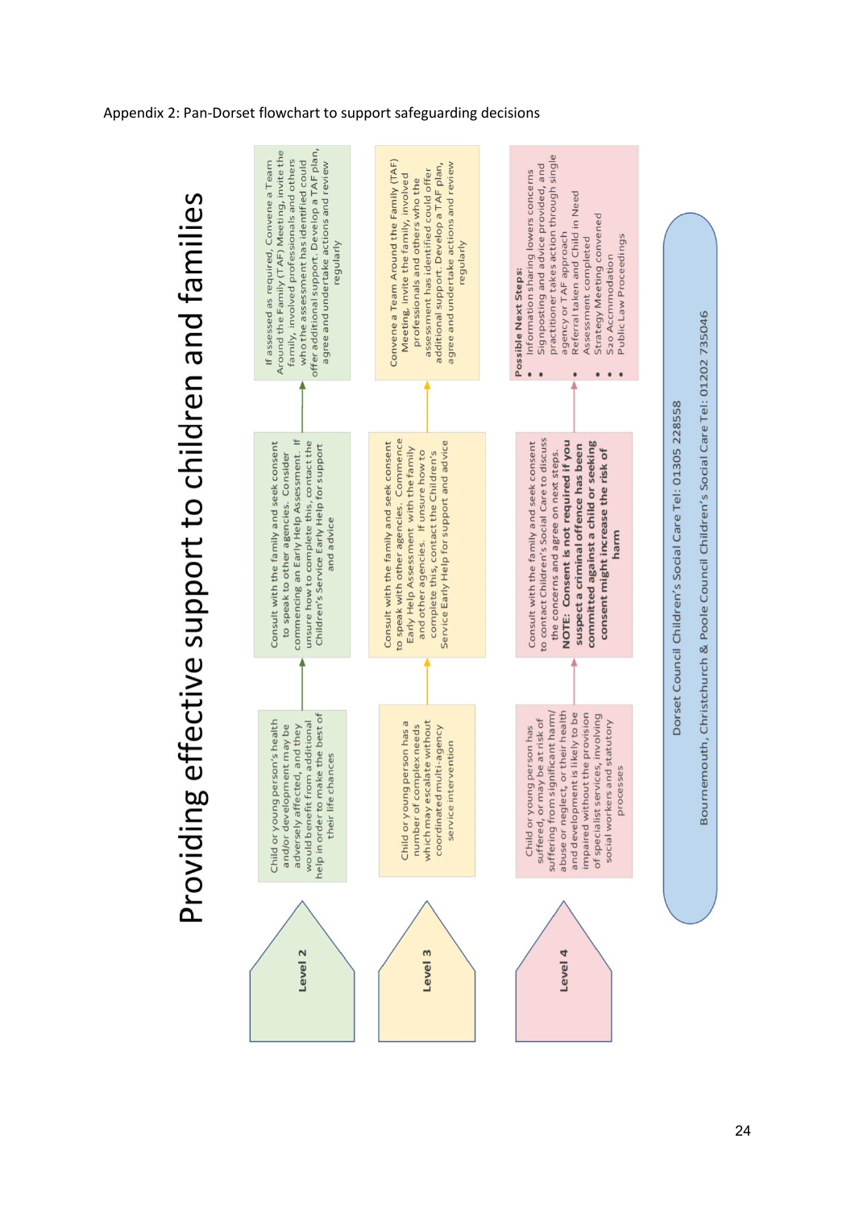Appendix 2: Pan-Dorset flowchart to support safeguarding decisions

# Providing effective support to children and families

## Level 2

Child or young person's health and/or development may be adversely affected, and they would benefit from additional help in order to make the best of their life chances

Consult with the family and seek consent to speak to other agencies. Consider commencing an Early Help Assessment. If unsure how to complete this, contact the Children's Service Early Help for support and advice

If assessed as required, Convene a Team Around the Family (TAF) Meeting, invite the family, involved professionals and others who the assessment has identified could offer additional support. Develop a TAF plan, agree and undertake actions and review regularly

## Level 3

Child or young person has a number of complex needs which may escalate without coordinated multi-agency service intervention

Consult with the family and seek consent to speak with other agencies. Commence Early Help Assessment with the family and other agencies. If unsure how to complete this, contact the Children's Service Early Help for support and advice

Convene a Team Around the Family (TAF) Meeting, invite the family, involved professionals and others who the assessment has identified could offer additional support. Develop a TAF plan, agree and undertake actions and review regularly

## Level 4

Child or young person has suffered, or may be at risk of suffering from significant harm/abuse or neglect, or their health and development is likely to be impaired without the provision of specialist services, involving social workers and statutory processes

Consult with the family and seek consent to contact Children's Social Care to discuss the concerns and agree on next steps. **NOTE: Consent is not required if you suspect a criminal offence has been committed against a child or seeking consent might increase the risk of harm**

**Possible Next Steps:**

- Information sharing lowers concerns
- Signposting and advice provided, and practitioner takes action through single agency or TAF approach
- Referral taken and Child in Need Assessment completed
- Strategy Meeting convened
- S20 Accommodation
- Public Law Proceedings

Dorset Council Children's Social Care Tel: 01305 228558

Bournemouth, Christchurch & Poole Council Children's Social Care Tel: 01202 735046